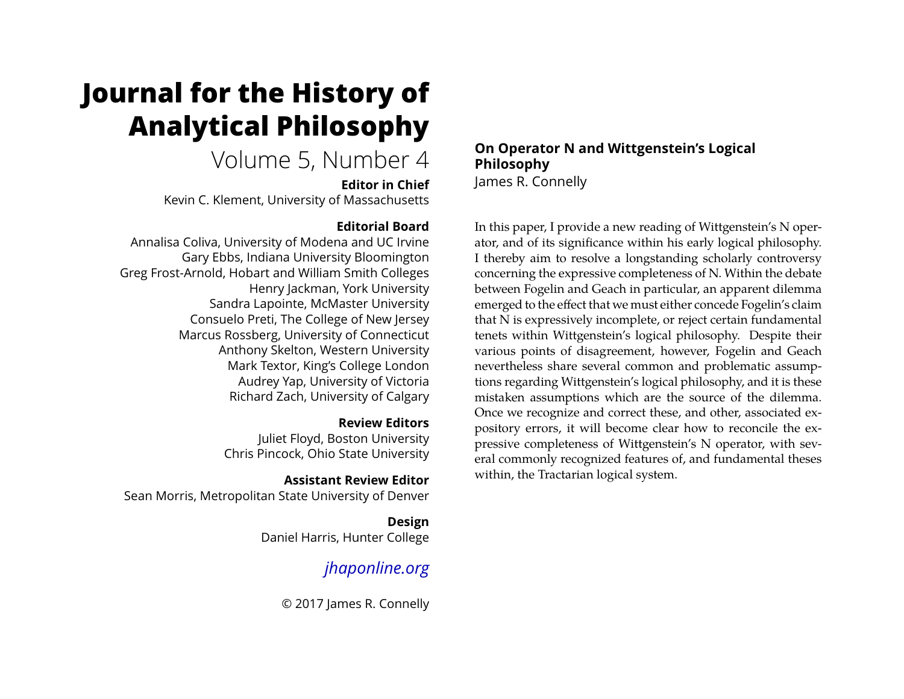# Journal for the History of Analytical Philosophy

Volume 5, Number 4

**Editor in Chief**
Kevin C. Klement, University of Massachusetts

**Editorial Board**
Annalisa Coliva, University of Modena and UC Irvine
Gary Ebbs, Indiana University Bloomington
Greg Frost-Arnold, Hobart and William Smith Colleges
Henry Jackman, York University
Sandra Lapointe, McMaster University
Consuelo Preti, The College of New Jersey
Marcus Rossberg, University of Connecticut
Anthony Skelton, Western University
Mark Textor, King's College London
Audrey Yap, University of Victoria
Richard Zach, University of Calgary

**Review Editors**
Juliet Floyd, Boston University
Chris Pincock, Ohio State University

**Assistant Review Editor**
Sean Morris, Metropolitan State University of Denver

**Design**
Daniel Harris, Hunter College

*jhaponline.org*

© 2017 James R. Connelly

## On Operator N and Wittgenstein's Logical Philosophy

James R. Connelly

In this paper, I provide a new reading of Wittgenstein's N operator, and of its significance within his early logical philosophy. I thereby aim to resolve a longstanding scholarly controversy concerning the expressive completeness of N. Within the debate between Fogelin and Geach in particular, an apparent dilemma emerged to the effect that we must either concede Fogelin's claim that N is expressively incomplete, or reject certain fundamental tenets within Wittgenstein's logical philosophy. Despite their various points of disagreement, however, Fogelin and Geach nevertheless share several common and problematic assumptions regarding Wittgenstein's logical philosophy, and it is these mistaken assumptions which are the source of the dilemma. Once we recognize and correct these, and other, associated expository errors, it will become clear how to reconcile the expressive completeness of Wittgenstein's N operator, with several commonly recognized features of, and fundamental theses within, the Tractarian logical system.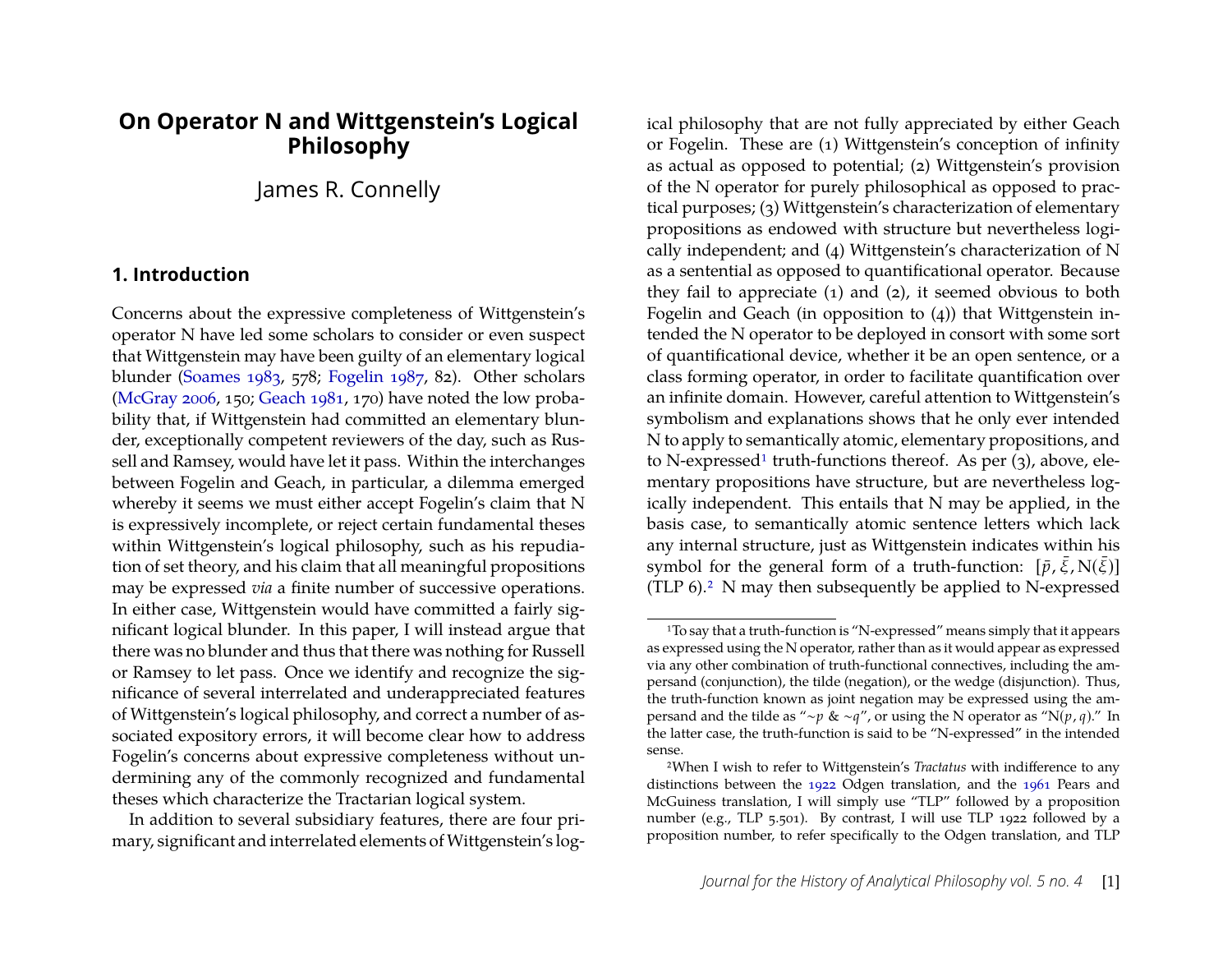# On Operator N and Wittgenstein's Logical Philosophy

James R. Connelly

## 1. Introduction

Concerns about the expressive completeness of Wittgenstein's operator N have led some scholars to consider or even suspect that Wittgenstein may have been guilty of an elementary logical blunder (Soames 1983, 578; Fogelin 1987, 82). Other scholars (McGray 2006, 150; Geach 1981, 170) have noted the low probability that, if Wittgenstein had committed an elementary blunder, exceptionally competent reviewers of the day, such as Russell and Ramsey, would have let it pass. Within the interchanges between Fogelin and Geach, in particular, a dilemma emerged whereby it seems we must either accept Fogelin's claim that N is expressively incomplete, or reject certain fundamental theses within Wittgenstein's logical philosophy, such as his repudiation of set theory, and his claim that all meaningful propositions may be expressed *via* a finite number of successive operations. In either case, Wittgenstein would have committed a fairly significant logical blunder. In this paper, I will instead argue that there was no blunder and thus that there was nothing for Russell or Ramsey to let pass. Once we identify and recognize the significance of several interrelated and underappreciated features of Wittgenstein's logical philosophy, and correct a number of associated expository errors, it will become clear how to address Fogelin's concerns about expressive completeness without undermining any of the commonly recognized and fundamental theses which characterize the Tractarian logical system.

In addition to several subsidiary features, there are four primary, significant and interrelated elements of Wittgenstein's logical philosophy that are not fully appreciated by either Geach or Fogelin. These are (1) Wittgenstein's conception of infinity as actual as opposed to potential; (2) Wittgenstein's provision of the N operator for purely philosophical as opposed to practical purposes; (3) Wittgenstein's characterization of elementary propositions as endowed with structure but nevertheless logically independent; and (4) Wittgenstein's characterization of N as a sentential as opposed to quantificational operator. Because they fail to appreciate (1) and (2), it seemed obvious to both Fogelin and Geach (in opposition to (4)) that Wittgenstein intended the N operator to be deployed in consort with some sort of quantificational device, whether it be an open sentence, or a class forming operator, in order to facilitate quantification over an infinite domain. However, careful attention to Wittgenstein's symbolism and explanations shows that he only ever intended N to apply to semantically atomic, elementary propositions, and to N-expressed[1] truth-functions thereof. As per (3), above, elementary propositions have structure, but are nevertheless logically independent. This entails that N may be applied, in the basis case, to semantically atomic sentence letters which lack any internal structure, just as Wittgenstein indicates within his symbol for the general form of a truth-function: $[\bar{p}, \bar{\xi}, N(\bar{\xi})]$ (TLP 6).[2] N may then subsequently be applied to N-expressed

[1] To say that a truth-function is "N-expressed" means simply that it appears as expressed using the N operator, rather than as it would appear as expressed via any other combination of truth-functional connectives, including the ampersand (conjunction), the tilde (negation), or the wedge (disjunction). Thus, the truth-function known as joint negation may be expressed using the ampersand and the tilde as "$\sim p$ & $\sim q$", or using the N operator as "$N(p, q)$." In the latter case, the truth-function is said to be "N-expressed" in the intended sense.

[2] When I wish to refer to Wittgenstein's *Tractatus* with indifference to any distinctions between the 1922 Odgen translation, and the 1961 Pears and McGuiness translation, I will simply use "TLP" followed by a proposition number (e.g., TLP 5.501). By contrast, I will use TLP 1922 followed by a proposition number, to refer specifically to the Odgen translation, and TLP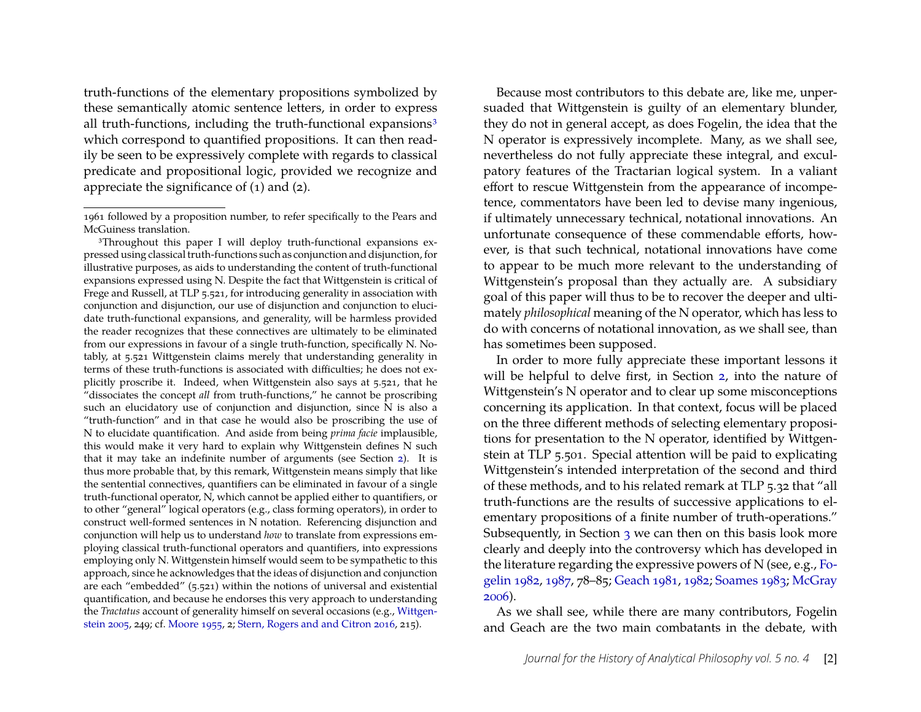truth-functions of the elementary propositions symbolized by these semantically atomic sentence letters, in order to express all truth-functions, including the truth-functional expansions[3] which correspond to quantified propositions. It can then readily be seen to be expressively complete with regards to classical predicate and propositional logic, provided we recognize and appreciate the significance of (1) and (2).

Because most contributors to this debate are, like me, unpersuaded that Wittgenstein is guilty of an elementary blunder, they do not in general accept, as does Fogelin, the idea that the N operator is expressively incomplete. Many, as we shall see, nevertheless do not fully appreciate these integral, and exculpatory features of the Tractarian logical system. In a valiant effort to rescue Wittgenstein from the appearance of incompetence, commentators have been led to devise many ingenious, if ultimately unnecessary technical, notational innovations. An unfortunate consequence of these commendable efforts, however, is that such technical, notational innovations have come to appear to be much more relevant to the understanding of Wittgenstein's proposal than they actually are. A subsidiary goal of this paper will thus to be to recover the deeper and ultimately *philosophical* meaning of the N operator, which has less to do with concerns of notational innovation, as we shall see, than has sometimes been supposed.

In order to more fully appreciate these important lessons it will be helpful to delve first, in Section 2, into the nature of Wittgenstein's N operator and to clear up some misconceptions concerning its application. In that context, focus will be placed on the three different methods of selecting elementary propositions for presentation to the N operator, identified by Wittgenstein at TLP 5.501. Special attention will be paid to explicating Wittgenstein's intended interpretation of the second and third of these methods, and to his related remark at TLP 5.32 that "all truth-functions are the results of successive applications to elementary propositions of a finite number of truth-operations." Subsequently, in Section 3 we can then on this basis look more clearly and deeply into the controversy which has developed in the literature regarding the expressive powers of N (see, e.g., Fogelin 1982, 1987, 78–85; Geach 1981, 1982; Soames 1983; McGray 2006).

As we shall see, while there are many contributors, Fogelin and Geach are the two main combatants in the debate, with

---

1961 followed by a proposition number, to refer specifically to the Pears and McGuiness translation.

[3] Throughout this paper I will deploy truth-functional expansions expressed using classical truth-functions such as conjunction and disjunction, for illustrative purposes, as aids to understanding the content of truth-functional expansions expressed using N. Despite the fact that Wittgenstein is critical of Frege and Russell, at TLP 5.521, for introducing generality in association with conjunction and disjunction, our use of disjunction and conjunction to elucidate truth-functional expansions, and generality, will be harmless provided the reader recognizes that these connectives are ultimately to be eliminated from our expressions in favour of a single truth-function, specifically N. Notably, at 5.521 Wittgenstein claims merely that understanding generality in terms of these truth-functions is associated with difficulties; he does not explicitly proscribe it. Indeed, when Wittgenstein also says at 5.521, that he "dissociates the concept *all* from truth-functions," he cannot be proscribing such an elucidatory use of conjunction and disjunction, since N is also a "truth-function" and in that case he would also be proscribing the use of N to elucidate quantification. And aside from being *prima facie* implausible, this would make it very hard to explain why Wittgenstein defines N such that it may take an indefinite number of arguments (see Section 2). It is thus more probable that, by this remark, Wittgenstein means simply that like the sentential connectives, quantifiers can be eliminated in favour of a single truth-functional operator, N, which cannot be applied either to quantifiers, or to other "general" logical operators (e.g., class forming operators), in order to construct well-formed sentences in N notation. Referencing disjunction and conjunction will help us to understand *how* to translate from expressions employing classical truth-functional operators and quantifiers, into expressions employing only N. Wittgenstein himself would seem to be sympathetic to this approach, since he acknowledges that the ideas of disjunction and conjunction are each "embedded" (5.521) within the notions of universal and existential quantification, and because he endorses this very approach to understanding the *Tractatus* account of generality himself on several occasions (e.g., Wittgenstein 2005, 249; cf. Moore 1955, 2; Stern, Rogers and and Citron 2016, 215).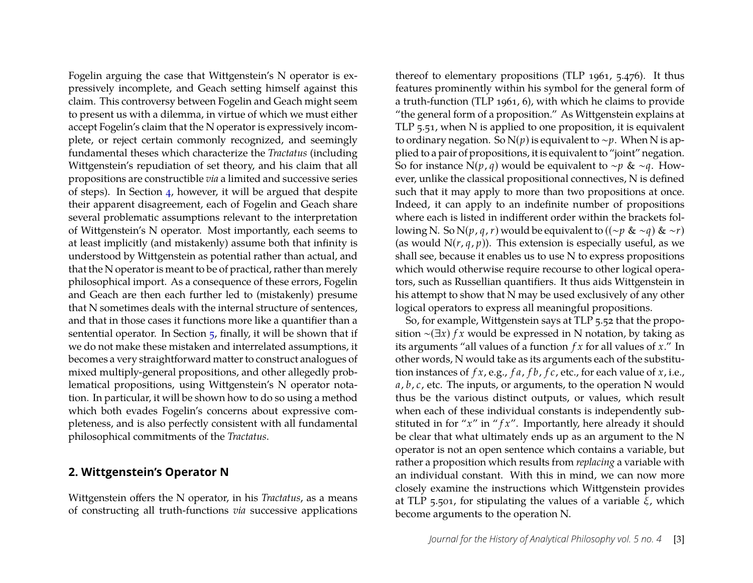Fogelin arguing the case that Wittgenstein's N operator is expressively incomplete, and Geach setting himself against this claim. This controversy between Fogelin and Geach might seem to present us with a dilemma, in virtue of which we must either accept Fogelin's claim that the N operator is expressively incomplete, or reject certain commonly recognized, and seemingly fundamental theses which characterize the *Tractatus* (including Wittgenstein's repudiation of set theory, and his claim that all propositions are constructible *via* a limited and successive series of steps). In Section 4, however, it will be argued that despite their apparent disagreement, each of Fogelin and Geach share several problematic assumptions relevant to the interpretation of Wittgenstein's N operator. Most importantly, each seems to at least implicitly (and mistakenly) assume both that infinity is understood by Wittgenstein as potential rather than actual, and that the N operator is meant to be of practical, rather than merely philosophical import. As a consequence of these errors, Fogelin and Geach are then each further led to (mistakenly) presume that N sometimes deals with the internal structure of sentences, and that in those cases it functions more like a quantifier than a sentential operator. In Section 5, finally, it will be shown that if we do not make these mistaken and interrelated assumptions, it becomes a very straightforward matter to construct analogues of mixed multiply-general propositions, and other allegedly problematical propositions, using Wittgenstein's N operator notation. In particular, it will be shown how to do so using a method which both evades Fogelin's concerns about expressive completeness, and is also perfectly consistent with all fundamental philosophical commitments of the *Tractatus*.

## 2. Wittgenstein's Operator N

Wittgenstein offers the N operator, in his *Tractatus*, as a means of constructing all truth-functions *via* successive applications thereof to elementary propositions (TLP 1961, 5.476). It thus features prominently within his symbol for the general form of a truth-function (TLP 1961, 6), with which he claims to provide "the general form of a proposition." As Wittgenstein explains at TLP 5.51, when N is applied to one proposition, it is equivalent to ordinary negation. So $N(p)$ is equivalent to $\sim p$. When N is applied to a pair of propositions, it is equivalent to "joint" negation. So for instance $N(p, q)$ would be equivalent to $\sim p$ & $\sim q$. However, unlike the classical propositional connectives, N is defined such that it may apply to more than two propositions at once. Indeed, it can apply to an indefinite number of propositions where each is listed in indifferent order within the brackets following N. So $N(p, q, r)$ would be equivalent to $((\sim p$ & $\sim q)$ & $\sim r)$ (as would $N(r, q, p)$). This extension is especially useful, as we shall see, because it enables us to use N to express propositions which would otherwise require recourse to other logical operators, such as Russellian quantifiers. It thus aids Wittgenstein in his attempt to show that N may be used exclusively of any other logical operators to express all meaningful propositions.

So, for example, Wittgenstein says at TLP 5.52 that the proposition $\sim(\exists x)\, fx$ would be expressed in N notation, by taking as its arguments "all values of a function $fx$ for all values of $x$." In other words, N would take as its arguments each of the substitution instances of $fx$, e.g., $fa$, $fb$, $fc$, etc., for each value of $x$, i.e., $a$, $b$, $c$, etc. The inputs, or arguments, to the operation N would thus be the various distinct outputs, or values, which result when each of these individual constants is independently substituted in for "$x$" in "$fx$". Importantly, here already it should be clear that what ultimately ends up as an argument to the N operator is not an open sentence which contains a variable, but rather a proposition which results from *replacing* a variable with an individual constant. With this in mind, we can now more closely examine the instructions which Wittgenstein provides at TLP 5.501, for stipulating the values of a variable $\xi$, which become arguments to the operation N.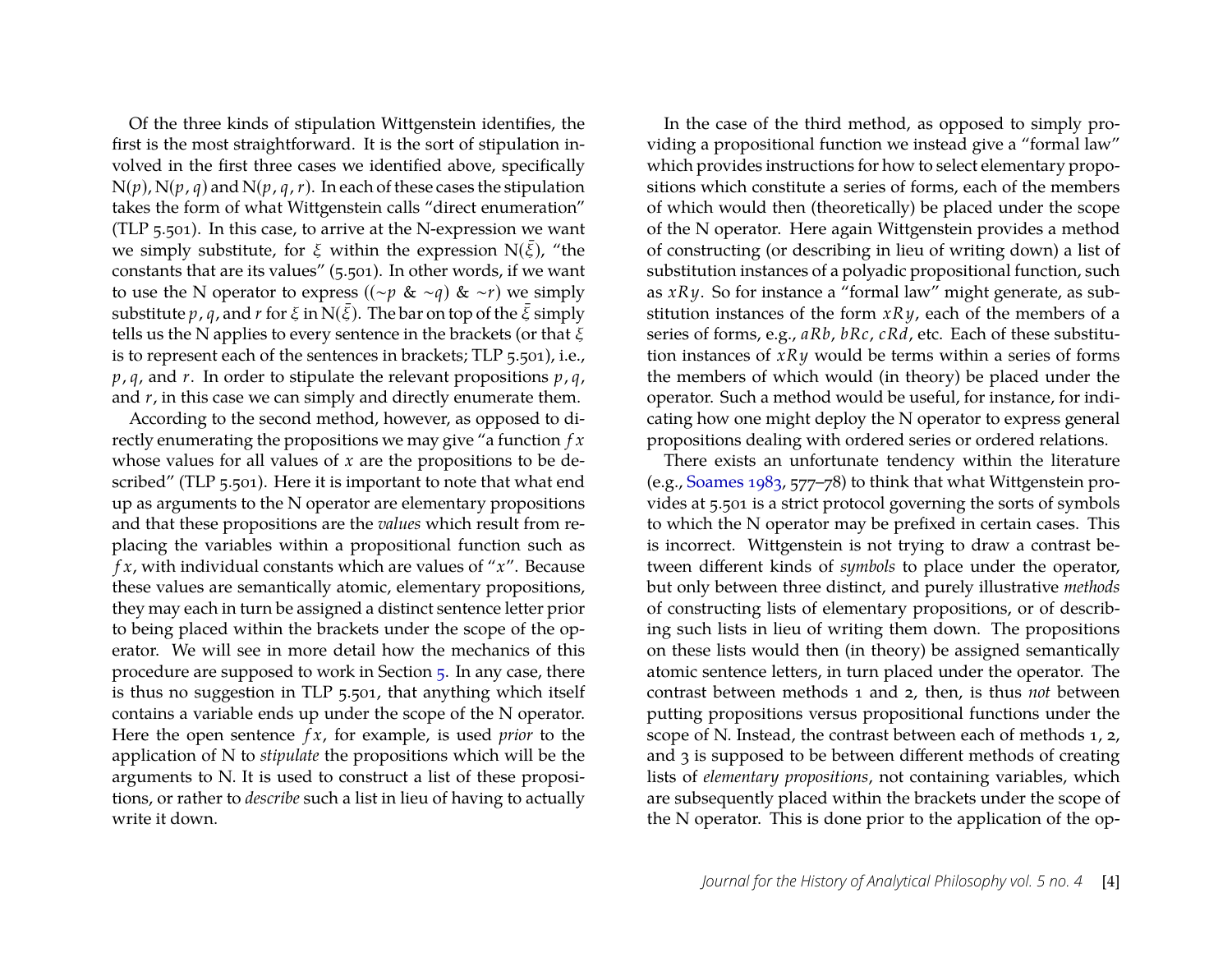Of the three kinds of stipulation Wittgenstein identifies, the first is the most straightforward. It is the sort of stipulation involved in the first three cases we identified above, specifically $\mathrm{N}(p)$, $\mathrm{N}(p, q)$ and $\mathrm{N}(p, q, r)$. In each of these cases the stipulation takes the form of what Wittgenstein calls "direct enumeration" (TLP 5.501). In this case, to arrive at the N-expression we want we simply substitute, for $\xi$ within the expression $\mathrm{N}(\bar{\xi})$, "the constants that are its values" (5.501). In other words, if we want to use the N operator to express $((\sim p \ \& \sim q) \ \& \sim r)$ we simply substitute $p$, $q$, and $r$ for $\xi$ in $\mathrm{N}(\bar{\xi})$. The bar on top of the $\bar{\xi}$ simply tells us the N applies to every sentence in the brackets (or that $\xi$ is to represent each of the sentences in brackets; TLP 5.501), i.e., $p$, $q$, and $r$. In order to stipulate the relevant propositions $p$, $q$, and $r$, in this case we can simply and directly enumerate them.

According to the second method, however, as opposed to directly enumerating the propositions we may give "a function $fx$ whose values for all values of $x$ are the propositions to be described" (TLP 5.501). Here it is important to note that what end up as arguments to the N operator are elementary propositions and that these propositions are the *values* which result from replacing the variables within a propositional function such as $fx$, with individual constants which are values of "$x$". Because these values are semantically atomic, elementary propositions, they may each in turn be assigned a distinct sentence letter prior to being placed within the brackets under the scope of the operator. We will see in more detail how the mechanics of this procedure are supposed to work in Section 5. In any case, there is thus no suggestion in TLP 5.501, that anything which itself contains a variable ends up under the scope of the N operator. Here the open sentence $fx$, for example, is used *prior* to the application of N to *stipulate* the propositions which will be the arguments to N. It is used to construct a list of these propositions, or rather to *describe* such a list in lieu of having to actually write it down.

In the case of the third method, as opposed to simply providing a propositional function we instead give a "formal law" which provides instructions for how to select elementary propositions which constitute a series of forms, each of the members of which would then (theoretically) be placed under the scope of the N operator. Here again Wittgenstein provides a method of constructing (or describing in lieu of writing down) a list of substitution instances of a polyadic propositional function, such as $xRy$. So for instance a "formal law" might generate, as substitution instances of the form $xRy$, each of the members of a series of forms, e.g., $aRb$, $bRc$, $cRd$, etc. Each of these substitution instances of $xRy$ would be terms within a series of forms the members of which would (in theory) be placed under the operator. Such a method would be useful, for instance, for indicating how one might deploy the N operator to express general propositions dealing with ordered series or ordered relations.

There exists an unfortunate tendency within the literature (e.g., Soames 1983, 577–78) to think that what Wittgenstein provides at 5.501 is a strict protocol governing the sorts of symbols to which the N operator may be prefixed in certain cases. This is incorrect. Wittgenstein is not trying to draw a contrast between different kinds of *symbols* to place under the operator, but only between three distinct, and purely illustrative *methods* of constructing lists of elementary propositions, or of describing such lists in lieu of writing them down. The propositions on these lists would then (in theory) be assigned semantically atomic sentence letters, in turn placed under the operator. The contrast between methods 1 and 2, then, is thus *not* between putting propositions versus propositional functions under the scope of N. Instead, the contrast between each of methods 1, 2, and 3 is supposed to be between different methods of creating lists of *elementary propositions*, not containing variables, which are subsequently placed within the brackets under the scope of the N operator. This is done prior to the application of the op-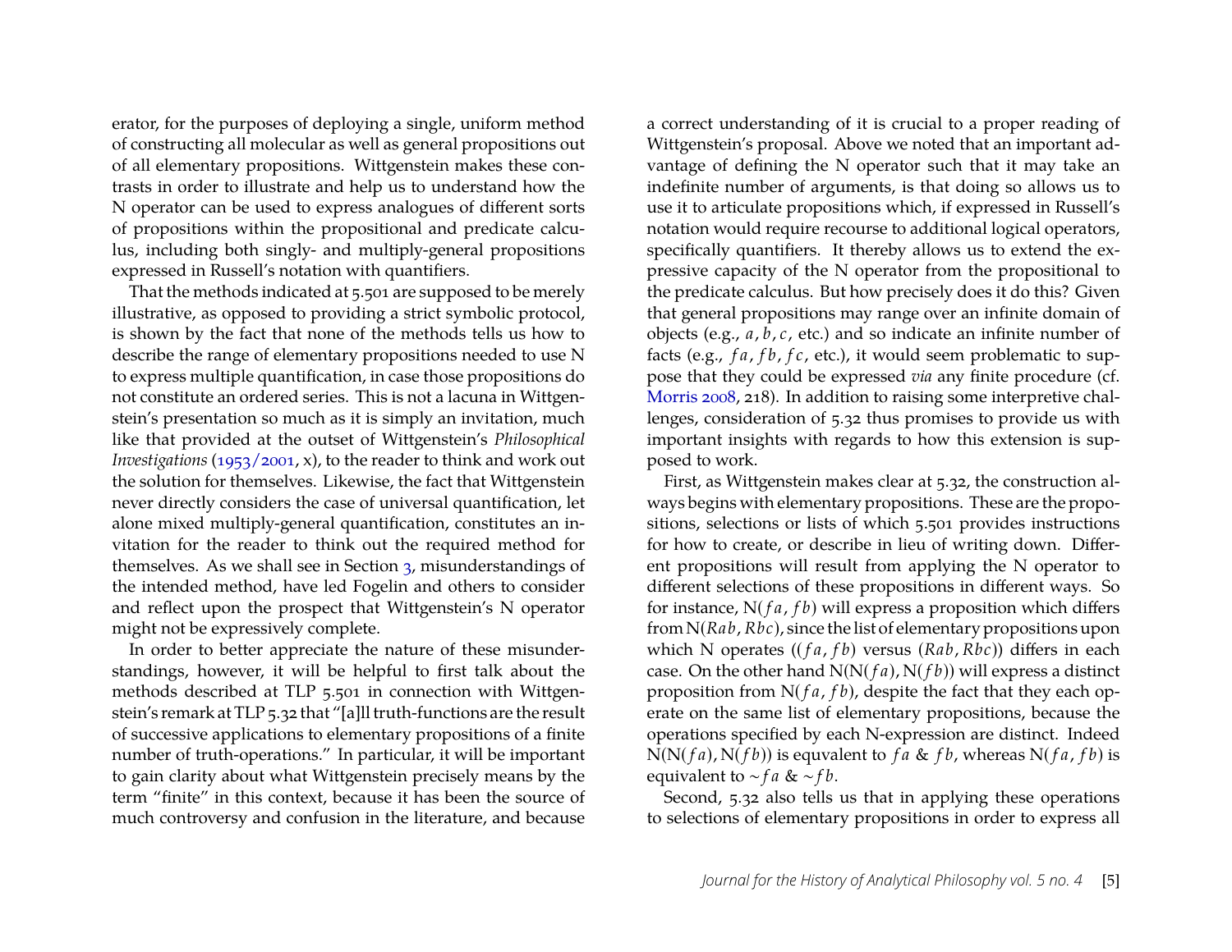erator, for the purposes of deploying a single, uniform method of constructing all molecular as well as general propositions out of all elementary propositions. Wittgenstein makes these contrasts in order to illustrate and help us to understand how the N operator can be used to express analogues of different sorts of propositions within the propositional and predicate calculus, including both singly- and multiply-general propositions expressed in Russell's notation with quantifiers.

That the methods indicated at 5.501 are supposed to be merely illustrative, as opposed to providing a strict symbolic protocol, is shown by the fact that none of the methods tells us how to describe the range of elementary propositions needed to use N to express multiple quantification, in case those propositions do not constitute an ordered series. This is not a lacuna in Wittgenstein's presentation so much as it is simply an invitation, much like that provided at the outset of Wittgenstein's *Philosophical Investigations* (1953/2001, x), to the reader to think and work out the solution for themselves. Likewise, the fact that Wittgenstein never directly considers the case of universal quantification, let alone mixed multiply-general quantification, constitutes an invitation for the reader to think out the required method for themselves. As we shall see in Section 3, misunderstandings of the intended method, have led Fogelin and others to consider and reflect upon the prospect that Wittgenstein's N operator might not be expressively complete.

In order to better appreciate the nature of these misunderstandings, however, it will be helpful to first talk about the methods described at TLP 5.501 in connection with Wittgenstein's remark at TLP 5.32 that "[a]ll truth-functions are the result of successive applications to elementary propositions of a finite number of truth-operations." In particular, it will be important to gain clarity about what Wittgenstein precisely means by the term "finite" in this context, because it has been the source of much controversy and confusion in the literature, and because a correct understanding of it is crucial to a proper reading of Wittgenstein's proposal. Above we noted that an important advantage of defining the N operator such that it may take an indefinite number of arguments, is that doing so allows us to use it to articulate propositions which, if expressed in Russell's notation would require recourse to additional logical operators, specifically quantifiers. It thereby allows us to extend the expressive capacity of the N operator from the propositional to the predicate calculus. But how precisely does it do this? Given that general propositions may range over an infinite domain of objects (e.g., $a, b, c$, etc.) and so indicate an infinite number of facts (e.g., $fa, fb, fc$, etc.), it would seem problematic to suppose that they could be expressed *via* any finite procedure (cf. Morris 2008, 218). In addition to raising some interpretive challenges, consideration of 5.32 thus promises to provide us with important insights with regards to how this extension is supposed to work.

First, as Wittgenstein makes clear at 5.32, the construction always begins with elementary propositions. These are the propositions, selections or lists of which 5.501 provides instructions for how to create, or describe in lieu of writing down. Different propositions will result from applying the N operator to different selections of these propositions in different ways. So for instance, $\mathrm{N}(fa, fb)$ will express a proposition which differs from $\mathrm{N}(Rab, Rbc)$, since the list of elementary propositions upon which N operates $((fa, fb)$ versus $(Rab, Rbc))$ differs in each case. On the other hand $\mathrm{N}(\mathrm{N}(fa), \mathrm{N}(fb))$ will express a distinct proposition from $\mathrm{N}(fa, fb)$, despite the fact that they each operate on the same list of elementary propositions, because the operations specified by each N-expression are distinct. Indeed $\mathrm{N}(\mathrm{N}(fa), \mathrm{N}(fb))$ is equvalent to $fa \;\&\; fb$, whereas $\mathrm{N}(fa, fb)$ is equivalent to $\sim fa \;\&\; \sim fb$.

Second, 5.32 also tells us that in applying these operations to selections of elementary propositions in order to express all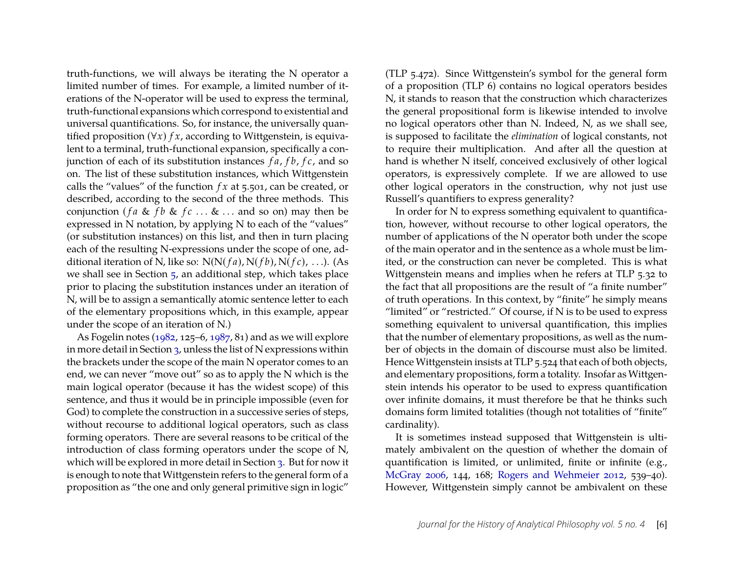truth-functions, we will always be iterating the N operator a limited number of times. For example, a limited number of iterations of the N-operator will be used to express the terminal, truth-functional expansions which correspond to existential and universal quantifications. So, for instance, the universally quantified proposition $(\forall x)\, fx$, according to Wittgenstein, is equivalent to a terminal, truth-functional expansion, specifically a conjunction of each of its substitution instances $fa$, $fb$, $fc$, and so on. The list of these substitution instances, which Wittgenstein calls the "values" of the function $fx$ at 5.501, can be created, or described, according to the second of the three methods. This conjunction ($fa$ & $fb$ & $fc$ … & … and so on) may then be expressed in N notation, by applying N to each of the "values" (or substitution instances) on this list, and then in turn placing each of the resulting N-expressions under the scope of one, additional iteration of N, like so: $\mathrm{N}(\mathrm{N}(fa), \mathrm{N}(fb), \mathrm{N}(fc), \ldots)$. (As we shall see in Section 5, an additional step, which takes place prior to placing the substitution instances under an iteration of N, will be to assign a semantically atomic sentence letter to each of the elementary propositions which, in this example, appear under the scope of an iteration of N.)

As Fogelin notes (1982, 125–6, 1987, 81) and as we will explore in more detail in Section 3, unless the list of N expressions within the brackets under the scope of the main N operator comes to an end, we can never "move out" so as to apply the N which is the main logical operator (because it has the widest scope) of this sentence, and thus it would be in principle impossible (even for God) to complete the construction in a successive series of steps, without recourse to additional logical operators, such as class forming operators. There are several reasons to be critical of the introduction of class forming operators under the scope of N, which will be explored in more detail in Section 3. But for now it is enough to note that Wittgenstein refers to the general form of a proposition as "the one and only general primitive sign in logic" (TLP 5.472). Since Wittgenstein's symbol for the general form of a proposition (TLP 6) contains no logical operators besides N, it stands to reason that the construction which characterizes the general propositional form is likewise intended to involve no logical operators other than N. Indeed, N, as we shall see, is supposed to facilitate the *elimination* of logical constants, not to require their multiplication. And after all the question at hand is whether N itself, conceived exclusively of other logical operators, is expressively complete. If we are allowed to use other logical operators in the construction, why not just use Russell's quantifiers to express generality?

In order for N to express something equivalent to quantification, however, without recourse to other logical operators, the number of applications of the N operator both under the scope of the main operator and in the sentence as a whole must be limited, or the construction can never be completed. This is what Wittgenstein means and implies when he refers at TLP 5.32 to the fact that all propositions are the result of "a finite number" of truth operations. In this context, by "finite" he simply means "limited" or "restricted." Of course, if N is to be used to express something equivalent to universal quantification, this implies that the number of elementary propositions, as well as the number of objects in the domain of discourse must also be limited. Hence Wittgenstein insists at TLP 5.524 that each of both objects, and elementary propositions, form a totality. Insofar as Wittgenstein intends his operator to be used to express quantification over infinite domains, it must therefore be that he thinks such domains form limited totalities (though not totalities of "finite" cardinality).

It is sometimes instead supposed that Wittgenstein is ultimately ambivalent on the question of whether the domain of quantification is limited, or unlimited, finite or infinite (e.g., McGray 2006, 144, 168; Rogers and Wehmeier 2012, 539–40). However, Wittgenstein simply cannot be ambivalent on these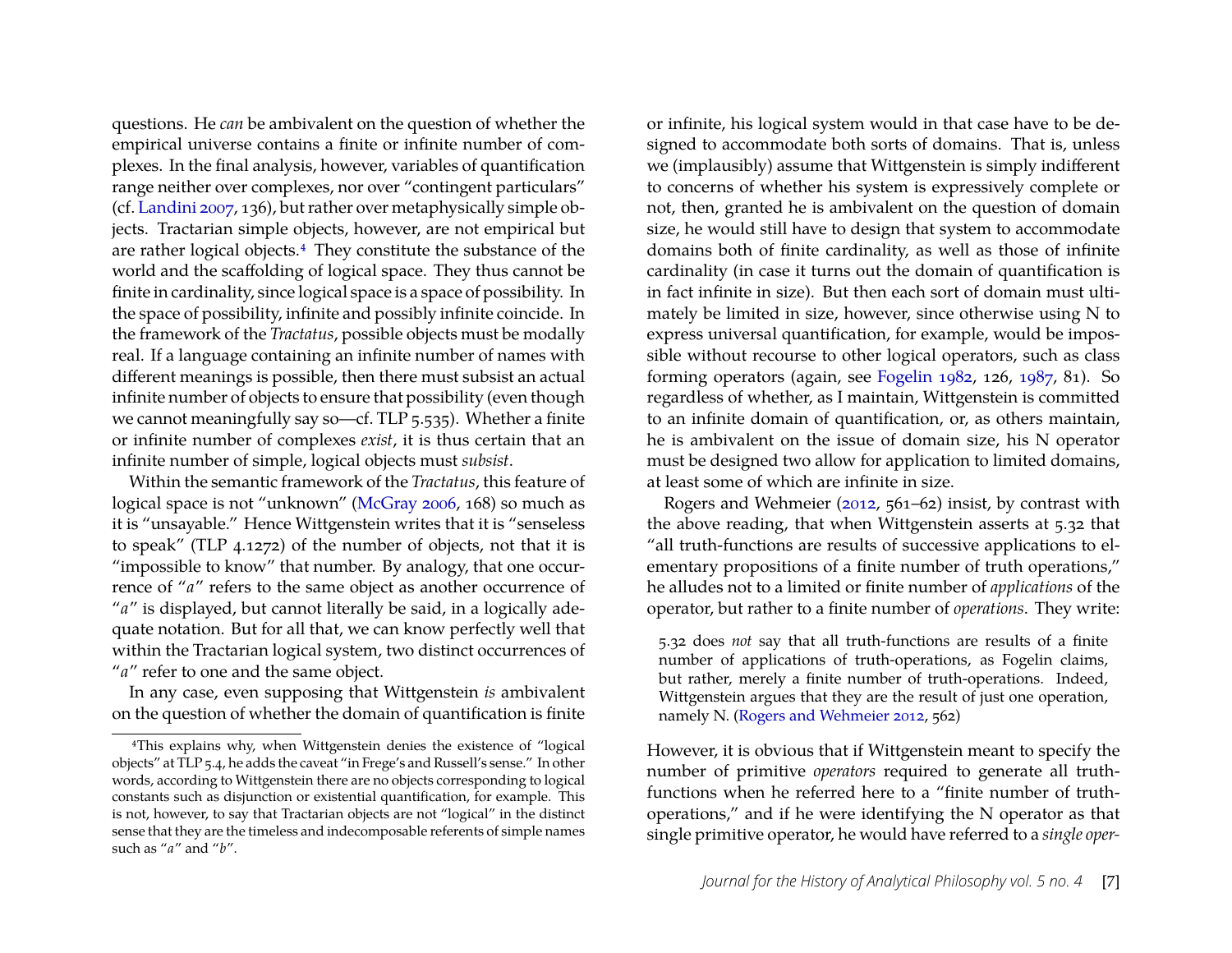questions. He *can* be ambivalent on the question of whether the empirical universe contains a finite or infinite number of complexes. In the final analysis, however, variables of quantification range neither over complexes, nor over "contingent particulars" (cf. Landini 2007, 136), but rather over metaphysically simple objects. Tractarian simple objects, however, are not empirical but are rather logical objects.[4] They constitute the substance of the world and the scaffolding of logical space. They thus cannot be finite in cardinality, since logical space is a space of possibility. In the space of possibility, infinite and possibly infinite coincide. In the framework of the *Tractatus*, possible objects must be modally real. If a language containing an infinite number of names with different meanings is possible, then there must subsist an actual infinite number of objects to ensure that possibility (even though we cannot meaningfully say so—cf. TLP 5.535). Whether a finite or infinite number of complexes *exist*, it is thus certain that an infinite number of simple, logical objects must *subsist*.

Within the semantic framework of the *Tractatus*, this feature of logical space is not "unknown" (McGray 2006, 168) so much as it is "unsayable." Hence Wittgenstein writes that it is "senseless to speak" (TLP 4.1272) of the number of objects, not that it is "impossible to know" that number. By analogy, that one occurrence of "*a*" refers to the same object as another occurrence of "*a*" is displayed, but cannot literally be said, in a logically adequate notation. But for all that, we can know perfectly well that within the Tractarian logical system, two distinct occurrences of "*a*" refer to one and the same object.

In any case, even supposing that Wittgenstein *is* ambivalent on the question of whether the domain of quantification is finite or infinite, his logical system would in that case have to be designed to accommodate both sorts of domains. That is, unless we (implausibly) assume that Wittgenstein is simply indifferent to concerns of whether his system is expressively complete or not, then, granted he is ambivalent on the question of domain size, he would still have to design that system to accommodate domains both of finite cardinality, as well as those of infinite cardinality (in case it turns out the domain of quantification is in fact infinite in size). But then each sort of domain must ultimately be limited in size, however, since otherwise using N to express universal quantification, for example, would be impossible without recourse to other logical operators, such as class forming operators (again, see Fogelin 1982, 126, 1987, 81). So regardless of whether, as I maintain, Wittgenstein is committed to an infinite domain of quantification, or, as others maintain, he is ambivalent on the issue of domain size, his N operator must be designed two allow for application to limited domains, at least some of which are infinite in size.

Rogers and Wehmeier (2012, 561–62) insist, by contrast with the above reading, that when Wittgenstein asserts at 5.32 that "all truth-functions are results of successive applications to elementary propositions of a finite number of truth operations," he alludes not to a limited or finite number of *applications* of the operator, but rather to a finite number of *operations*. They write:

> 5.32 does *not* say that all truth-functions are results of a finite number of applications of truth-operations, as Fogelin claims, but rather, merely a finite number of truth-operations. Indeed, Wittgenstein argues that they are the result of just one operation, namely N. (Rogers and Wehmeier 2012, 562)

However, it is obvious that if Wittgenstein meant to specify the number of primitive *operators* required to generate all truth-functions when he referred here to a "finite number of truth-operations," and if he were identifying the N operator as that single primitive operator, he would have referred to a *single oper-*

[4]This explains why, when Wittgenstein denies the existence of "logical objects" at TLP 5.4, he adds the caveat "in Frege's and Russell's sense." In other words, according to Wittgenstein there are no objects corresponding to logical constants such as disjunction or existential quantification, for example. This is not, however, to say that Tractarian objects are not "logical" in the distinct sense that they are the timeless and indecomposable referents of simple names such as "*a*" and "*b*".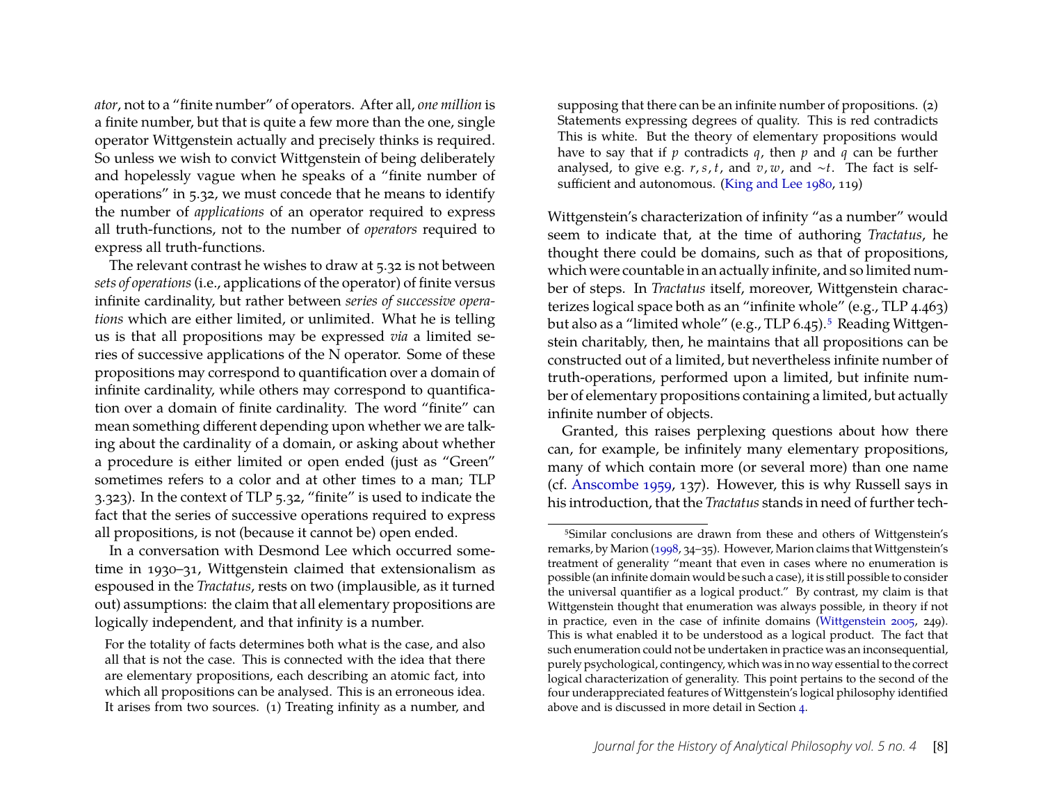*ator*, not to a "finite number" of operators. After all, *one million* is a finite number, but that is quite a few more than the one, single operator Wittgenstein actually and precisely thinks is required. So unless we wish to convict Wittgenstein of being deliberately and hopelessly vague when he speaks of a "finite number of operations" in 5.32, we must concede that he means to identify the number of *applications* of an operator required to express all truth-functions, not to the number of *operators* required to express all truth-functions.

The relevant contrast he wishes to draw at 5.32 is not between *sets of operations* (i.e., applications of the operator) of finite versus infinite cardinality, but rather between *series of successive operations* which are either limited, or unlimited. What he is telling us is that all propositions may be expressed *via* a limited series of successive applications of the N operator. Some of these propositions may correspond to quantification over a domain of infinite cardinality, while others may correspond to quantification over a domain of finite cardinality. The word "finite" can mean something different depending upon whether we are talking about the cardinality of a domain, or asking about whether a procedure is either limited or open ended (just as "Green" sometimes refers to a color and at other times to a man; TLP 3.323). In the context of TLP 5.32, "finite" is used to indicate the fact that the series of successive operations required to express all propositions, is not (because it cannot be) open ended.

In a conversation with Desmond Lee which occurred sometime in 1930–31, Wittgenstein claimed that extensionalism as espoused in the *Tractatus*, rests on two (implausible, as it turned out) assumptions: the claim that all elementary propositions are logically independent, and that infinity is a number.

> For the totality of facts determines both what is the case, and also all that is not the case. This is connected with the idea that there are elementary propositions, each describing an atomic fact, into which all propositions can be analysed. This is an erroneous idea. It arises from two sources. (1) Treating infinity as a number, and supposing that there can be an infinite number of propositions. (2) Statements expressing degrees of quality. This is red contradicts This is white. But the theory of elementary propositions would have to say that if $p$ contradicts $q$, then $p$ and $q$ can be further analysed, to give e.g. $r, s, t$, and $v, w$, and $\sim t$. The fact is self-sufficient and autonomous. (King and Lee 1980, 119)

Wittgenstein's characterization of infinity "as a number" would seem to indicate that, at the time of authoring *Tractatus*, he thought there could be domains, such as that of propositions, which were countable in an actually infinite, and so limited number of steps. In *Tractatus* itself, moreover, Wittgenstein characterizes logical space both as an "infinite whole" (e.g., TLP 4.463) but also as a "limited whole" (e.g., TLP 6.45).[5] Reading Wittgenstein charitably, then, he maintains that all propositions can be constructed out of a limited, but nevertheless infinite number of truth-operations, performed upon a limited, but infinite number of elementary propositions containing a limited, but actually infinite number of objects.

Granted, this raises perplexing questions about how there can, for example, be infinitely many elementary propositions, many of which contain more (or several more) than one name (cf. Anscombe 1959, 137). However, this is why Russell says in his introduction, that the *Tractatus* stands in need of further tech-

[5] Similar conclusions are drawn from these and others of Wittgenstein's remarks, by Marion (1998, 34–35). However, Marion claims that Wittgenstein's treatment of generality "meant that even in cases where no enumeration is possible (an infinite domain would be such a case), it is still possible to consider the universal quantifier as a logical product." By contrast, my claim is that Wittgenstein thought that enumeration was always possible, in theory if not in practice, even in the case of infinite domains (Wittgenstein 2005, 249). This is what enabled it to be understood as a logical product. The fact that such enumeration could not be undertaken in practice was an inconsequential, purely psychological, contingency, which was in no way essential to the correct logical characterization of generality. This point pertains to the second of the four underappreciated features of Wittgenstein's logical philosophy identified above and is discussed in more detail in Section 4.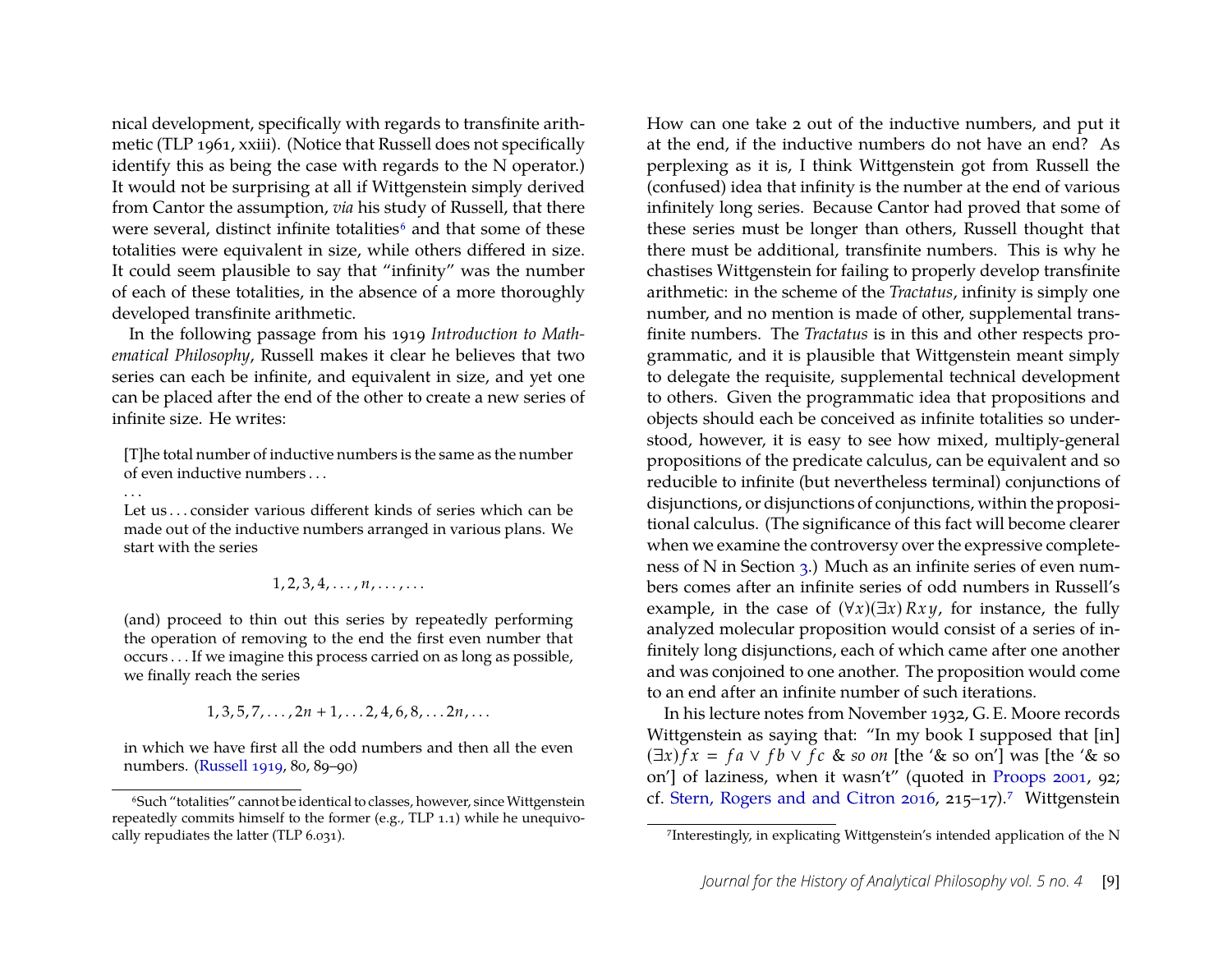nical development, specifically with regards to transfinite arithmetic (TLP 1961, xxiii). (Notice that Russell does not specifically identify this as being the case with regards to the N operator.) It would not be surprising at all if Wittgenstein simply derived from Cantor the assumption, *via* his study of Russell, that there were several, distinct infinite totalities[6] and that some of these totalities were equivalent in size, while others differed in size. It could seem plausible to say that "infinity" was the number of each of these totalities, in the absence of a more thoroughly developed transfinite arithmetic.

In the following passage from his 1919 *Introduction to Mathematical Philosophy*, Russell makes it clear he believes that two series can each be infinite, and equivalent in size, and yet one can be placed after the end of the other to create a new series of infinite size. He writes:

> [T]he total number of inductive numbers is the same as the number of even inductive numbers . . .
>
> . . .
>
> Let us . . . consider various different kinds of series which can be made out of the inductive numbers arranged in various plans. We start with the series
>
> $$1, 2, 3, 4, \ldots, n, \ldots, \ldots$$
>
> (and) proceed to thin out this series by repeatedly performing the operation of removing to the end the first even number that occurs . . . If we imagine this process carried on as long as possible, we finally reach the series
>
> $$1, 3, 5, 7, \ldots, 2n+1, \ldots 2, 4, 6, 8, \ldots 2n, \ldots$$
>
> in which we have first all the odd numbers and then all the even numbers. (Russell 1919, 80, 89–90)

How can one take 2 out of the inductive numbers, and put it at the end, if the inductive numbers do not have an end? As perplexing as it is, I think Wittgenstein got from Russell the (confused) idea that infinity is the number at the end of various infinitely long series. Because Cantor had proved that some of these series must be longer than others, Russell thought that there must be additional, transfinite numbers. This is why he chastises Wittgenstein for failing to properly develop transfinite arithmetic: in the scheme of the *Tractatus*, infinity is simply one number, and no mention is made of other, supplemental transfinite numbers. The *Tractatus* is in this and other respects programmatic, and it is plausible that Wittgenstein meant simply to delegate the requisite, supplemental technical development to others. Given the programmatic idea that propositions and objects should each be conceived as infinite totalities so understood, however, it is easy to see how mixed, multiply-general propositions of the predicate calculus, can be equivalent and so reducible to infinite (but nevertheless terminal) conjunctions of disjunctions, or disjunctions of conjunctions, within the propositional calculus. (The significance of this fact will become clearer when we examine the controversy over the expressive completeness of N in Section 3.) Much as an infinite series of even numbers comes after an infinite series of odd numbers in Russell's example, in the case of $(\forall x)(\exists x)\,Rxy$, for instance, the fully analyzed molecular proposition would consist of a series of infinitely long disjunctions, each of which came after one another and was conjoined to one another. The proposition would come to an end after an infinite number of such iterations.

In his lecture notes from November 1932, G. E. Moore records Wittgenstein as saying that: "In my book I supposed that [in] $(\exists x) fx = fa \vee fb \vee fc$ & *so on* [the '& so on'] was [the '& so on'] of laziness, when it wasn't" (quoted in Proops 2001, 92; cf. Stern, Rogers and and Citron 2016, 215–17).[7] Wittgenstein

[6] Such "totalities" cannot be identical to classes, however, since Wittgenstein repeatedly commits himself to the former (e.g., TLP 1.1) while he unequivocally repudiates the latter (TLP 6.031).

[7] Interestingly, in explicating Wittgenstein's intended application of the N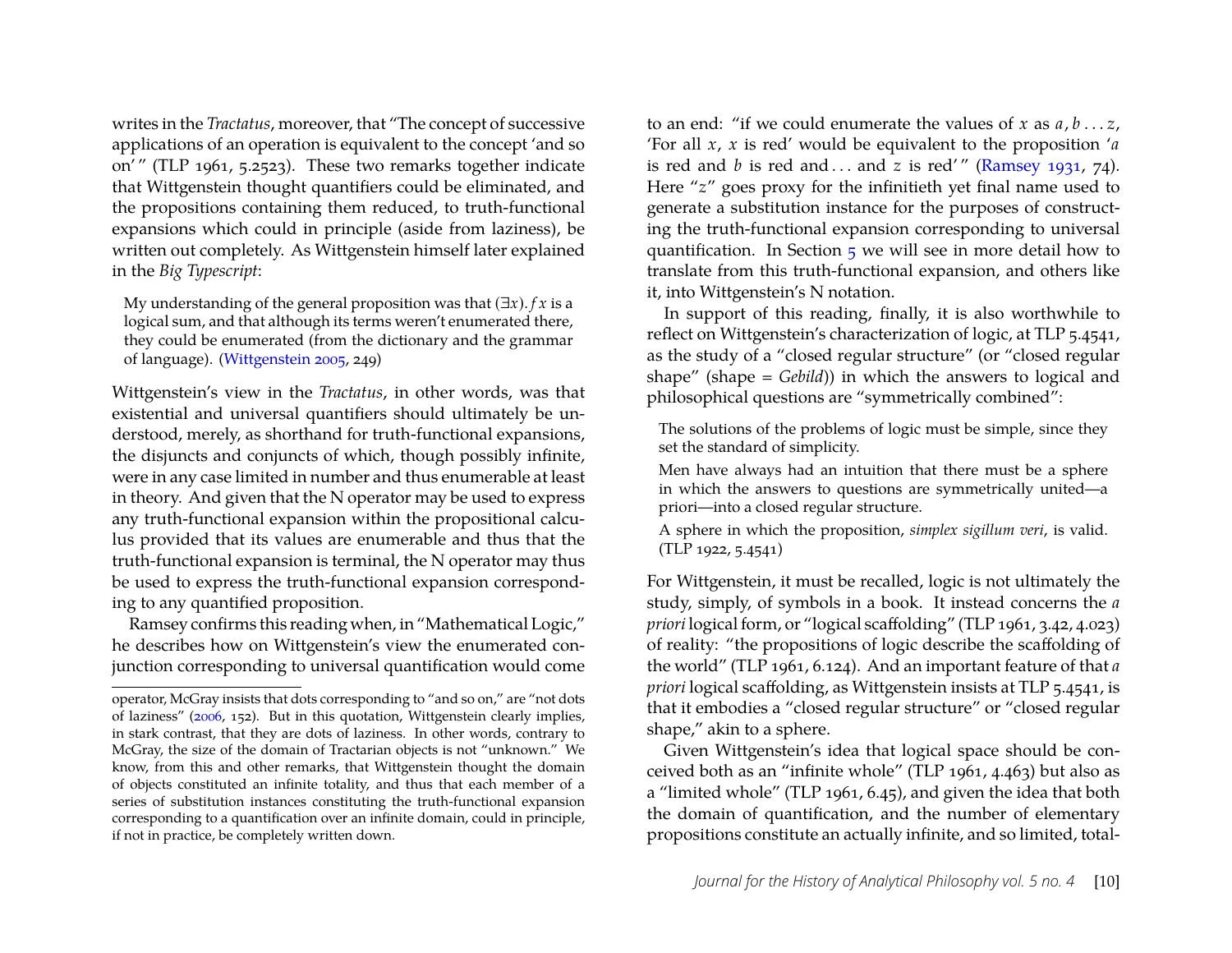writes in the *Tractatus*, moreover, that "The concept of successive applications of an operation is equivalent to the concept 'and so on'" (TLP 1961, 5.2523). These two remarks together indicate that Wittgenstein thought quantifiers could be eliminated, and the propositions containing them reduced, to truth-functional expansions which could in principle (aside from laziness), be written out completely. As Wittgenstein himself later explained in the *Big Typescript*:

> My understanding of the general proposition was that $(\exists x).fx$ is a logical sum, and that although its terms weren't enumerated there, they could be enumerated (from the dictionary and the grammar of language). (Wittgenstein 2005, 249)

Wittgenstein's view in the *Tractatus*, in other words, was that existential and universal quantifiers should ultimately be understood, merely, as shorthand for truth-functional expansions, the disjuncts and conjuncts of which, though possibly infinite, were in any case limited in number and thus enumerable at least in theory. And given that the N operator may be used to express any truth-functional expansion within the propositional calculus provided that its values are enumerable and thus that the truth-functional expansion is terminal, the N operator may thus be used to express the truth-functional expansion corresponding to any quantified proposition.

Ramsey confirms this reading when, in "Mathematical Logic," he describes how on Wittgenstein's view the enumerated conjunction corresponding to universal quantification would come to an end: "if we could enumerate the values of $x$ as $a, b \ldots z$, 'For all $x$, $x$ is red' would be equivalent to the proposition '$a$ is red and $b$ is red and ... and $z$ is red'" (Ramsey 1931, 74). Here "$z$" goes proxy for the infinitieth yet final name used to generate a substitution instance for the purposes of constructing the truth-functional expansion corresponding to universal quantification. In Section 5 we will see in more detail how to translate from this truth-functional expansion, and others like it, into Wittgenstein's N notation.

In support of this reading, finally, it is also worthwhile to reflect on Wittgenstein's characterization of logic, at TLP 5.4541, as the study of a "closed regular structure" (or "closed regular shape" (shape = *Gebild*)) in which the answers to logical and philosophical questions are "symmetrically combined":

> The solutions of the problems of logic must be simple, since they set the standard of simplicity.
>
> Men have always had an intuition that there must be a sphere in which the answers to questions are symmetrically united—a priori—into a closed regular structure.
>
> A sphere in which the proposition, *simplex sigillum veri*, is valid. (TLP 1922, 5.4541)

For Wittgenstein, it must be recalled, logic is not ultimately the study, simply, of symbols in a book. It instead concerns the *a priori* logical form, or "logical scaffolding" (TLP 1961, 3.42, 4.023) of reality: "the propositions of logic describe the scaffolding of the world" (TLP 1961, 6.124). And an important feature of that *a priori* logical scaffolding, as Wittgenstein insists at TLP 5.4541, is that it embodies a "closed regular structure" or "closed regular shape," akin to a sphere.

Given Wittgenstein's idea that logical space should be conceived both as an "infinite whole" (TLP 1961, 4.463) but also as a "limited whole" (TLP 1961, 6.45), and given the idea that both the domain of quantification, and the number of elementary propositions constitute an actually infinite, and so limited, total-

---

operator, McGray insists that dots corresponding to "and so on," are "not dots of laziness" (2006, 152). But in this quotation, Wittgenstein clearly implies, in stark contrast, that they are dots of laziness. In other words, contrary to McGray, the size of the domain of Tractarian objects is not "unknown." We know, from this and other remarks, that Wittgenstein thought the domain of objects constituted an infinite totality, and thus that each member of a series of substitution instances constituting the truth-functional expansion corresponding to a quantification over an infinite domain, could in principle, if not in practice, be completely written down.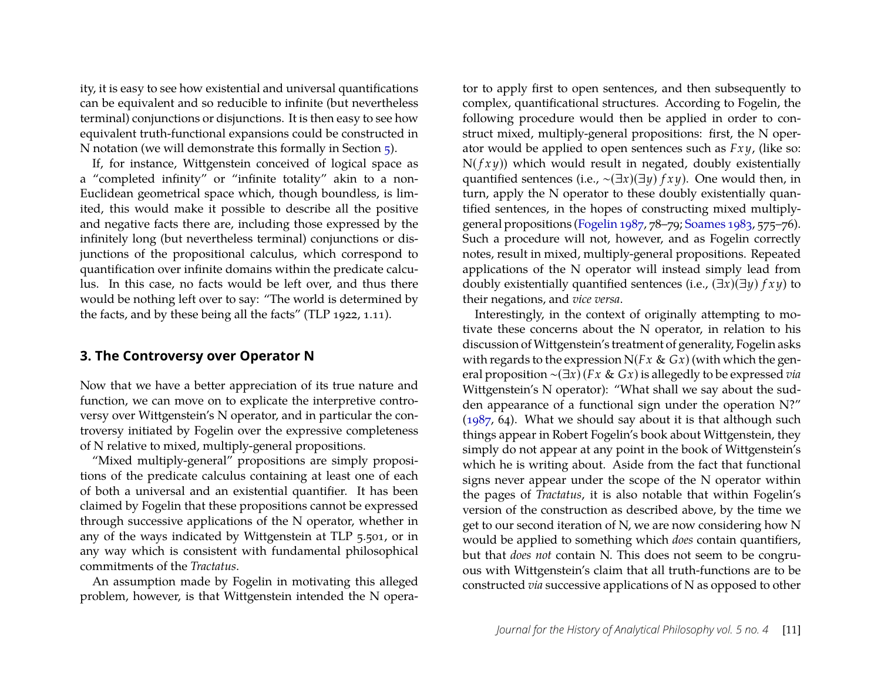ity, it is easy to see how existential and universal quantifications can be equivalent and so reducible to infinite (but nevertheless terminal) conjunctions or disjunctions. It is then easy to see how equivalent truth-functional expansions could be constructed in N notation (we will demonstrate this formally in Section 5).

If, for instance, Wittgenstein conceived of logical space as a "completed infinity" or "infinite totality" akin to a non-Euclidean geometrical space which, though boundless, is limited, this would make it possible to describe all the positive and negative facts there are, including those expressed by the infinitely long (but nevertheless terminal) conjunctions or disjunctions of the propositional calculus, which correspond to quantification over infinite domains within the predicate calculus. In this case, no facts would be left over, and thus there would be nothing left over to say: "The world is determined by the facts, and by these being all the facts" (TLP 1922, 1.11).

## 3. The Controversy over Operator N

Now that we have a better appreciation of its true nature and function, we can move on to explicate the interpretive controversy over Wittgenstein's N operator, and in particular the controversy initiated by Fogelin over the expressive completeness of N relative to mixed, multiply-general propositions.

"Mixed multiply-general" propositions are simply propositions of the predicate calculus containing at least one of each of both a universal and an existential quantifier. It has been claimed by Fogelin that these propositions cannot be expressed through successive applications of the N operator, whether in any of the ways indicated by Wittgenstein at TLP 5.501, or in any way which is consistent with fundamental philosophical commitments of the *Tractatus*.

An assumption made by Fogelin in motivating this alleged problem, however, is that Wittgenstein intended the N operator to apply first to open sentences, and then subsequently to complex, quantificational structures. According to Fogelin, the following procedure would then be applied in order to construct mixed, multiply-general propositions: first, the N operator would be applied to open sentences such as $Fxy$, (like so: $N(fxy)$) which would result in negated, doubly existentially quantified sentences (i.e., $\sim(\exists x)(\exists y)\, fxy$). One would then, in turn, apply the N operator to these doubly existentially quantified sentences, in the hopes of constructing mixed multiply-general propositions (Fogelin 1987, 78–79; Soames 1983, 575–76). Such a procedure will not, however, and as Fogelin correctly notes, result in mixed, multiply-general propositions. Repeated applications of the N operator will instead simply lead from doubly existentially quantified sentences (i.e., $(\exists x)(\exists y)\, fxy$) to their negations, and *vice versa*.

Interestingly, in the context of originally attempting to motivate these concerns about the N operator, in relation to his discussion of Wittgenstein's treatment of generality, Fogelin asks with regards to the expression $N(Fx \,\&\, Gx)$ (with which the general proposition $\sim(\exists x)\,(Fx \,\&\, Gx)$ is allegedly to be expressed *via* Wittgenstein's N operator): "What shall we say about the sudden appearance of a functional sign under the operation N?" (1987, 64). What we should say about it is that although such things appear in Robert Fogelin's book about Wittgenstein, they simply do not appear at any point in the book of Wittgenstein's which he is writing about. Aside from the fact that functional signs never appear under the scope of the N operator within the pages of *Tractatus*, it is also notable that within Fogelin's version of the construction as described above, by the time we get to our second iteration of N, we are now considering how N would be applied to something which *does* contain quantifiers, but that *does not* contain N. This does not seem to be congruous with Wittgenstein's claim that all truth-functions are to be constructed *via* successive applications of N as opposed to other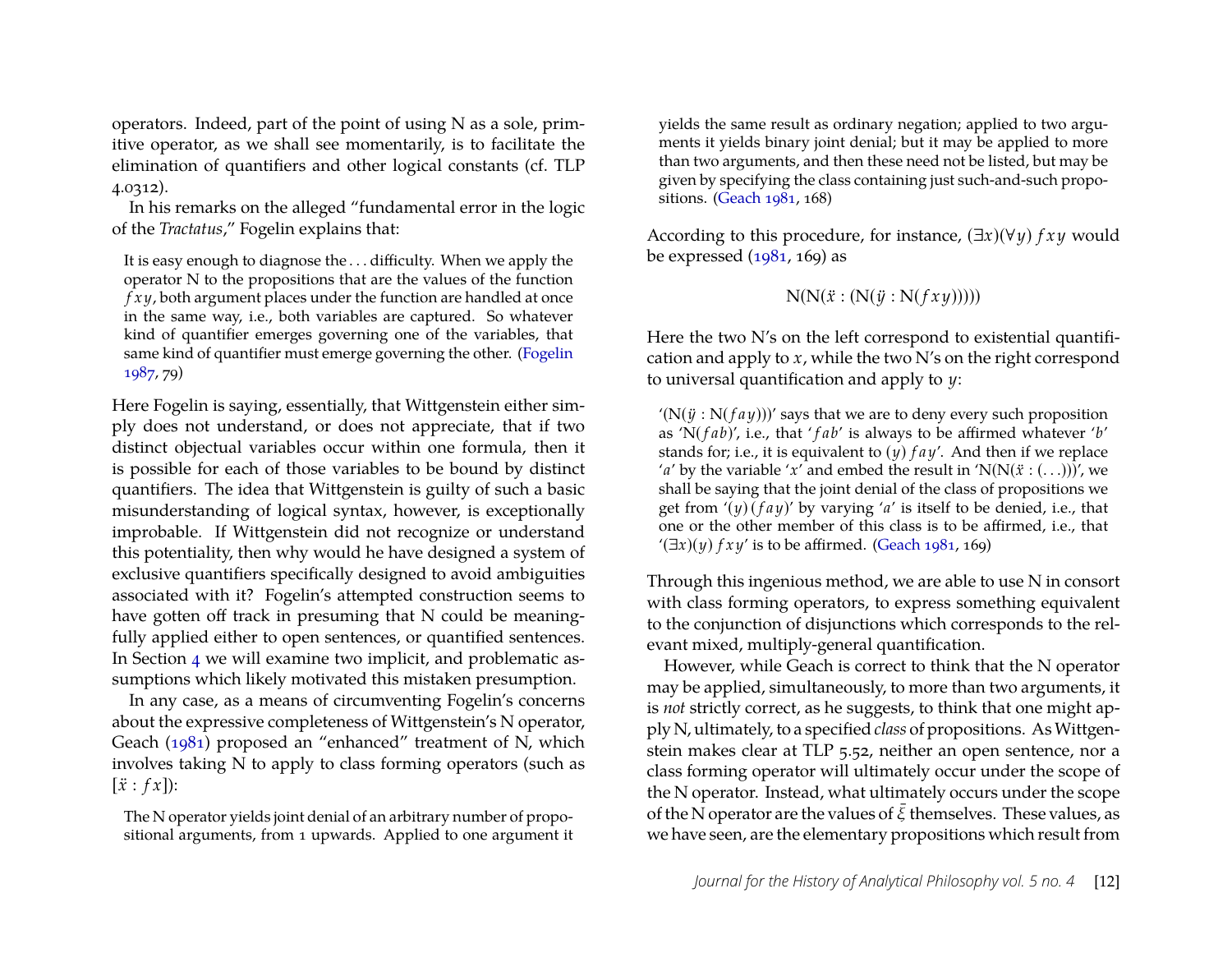operators. Indeed, part of the point of using N as a sole, primitive operator, as we shall see momentarily, is to facilitate the elimination of quantifiers and other logical constants (cf. TLP 4.0312).

In his remarks on the alleged "fundamental error in the logic of the *Tractatus*," Fogelin explains that:

> It is easy enough to diagnose the . . . difficulty. When we apply the operator N to the propositions that are the values of the function $fxy$, both argument places under the function are handled at once in the same way, i.e., both variables are captured. So whatever kind of quantifier emerges governing one of the variables, that same kind of quantifier must emerge governing the other. (Fogelin 1987, 79)

Here Fogelin is saying, essentially, that Wittgenstein either simply does not understand, or does not appreciate, that if two distinct objectual variables occur within one formula, then it is possible for each of those variables to be bound by distinct quantifiers. The idea that Wittgenstein is guilty of such a basic misunderstanding of logical syntax, however, is exceptionally improbable. If Wittgenstein did not recognize or understand this potentiality, then why would he have designed a system of exclusive quantifiers specifically designed to avoid ambiguities associated with it? Fogelin's attempted construction seems to have gotten off track in presuming that N could be meaningfully applied either to open sentences, or quantified sentences. In Section 4 we will examine two implicit, and problematic assumptions which likely motivated this mistaken presumption.

In any case, as a means of circumventing Fogelin's concerns about the expressive completeness of Wittgenstein's N operator, Geach (1981) proposed an "enhanced" treatment of N, which involves taking N to apply to class forming operators (such as $[\ddot{x} : fx]$):

> The N operator yields joint denial of an arbitrary number of propositional arguments, from 1 upwards. Applied to one argument it yields the same result as ordinary negation; applied to two arguments it yields binary joint denial; but it may be applied to more than two arguments, and then these need not be listed, but may be given by specifying the class containing just such-and-such propositions. (Geach 1981, 168)

According to this procedure, for instance, $(\exists x)(\forall y)\, fxy$ would be expressed (1981, 169) as

$$\mathrm{N}(\mathrm{N}(\ddot{x} : (\mathrm{N}(\ddot{y} : \mathrm{N}(fxy)))))$$

Here the two N's on the left correspond to existential quantification and apply to $x$, while the two N's on the right correspond to universal quantification and apply to $y$:

> '$(\mathrm{N}(\ddot{y} : \mathrm{N}(fay)))$' says that we are to deny every such proposition as '$\mathrm{N}(fab)$', i.e., that '$fab$' is always to be affirmed whatever '$b$' stands for; i.e., it is equivalent to $(y)\, fay$'. And then if we replace '$a$' by the variable '$x$' and embed the result in '$\mathrm{N}(\mathrm{N}(\ddot{x} : (\ldots)))$', we shall be saying that the joint denial of the class of propositions we get from '$(y)\,(fay)$' by varying '$a$' is itself to be denied, i.e., that one or the other member of this class is to be affirmed, i.e., that '$(\exists x)(y)\, fxy$' is to be affirmed. (Geach 1981, 169)

Through this ingenious method, we are able to use N in consort with class forming operators, to express something equivalent to the conjunction of disjunctions which corresponds to the relevant mixed, multiply-general quantification.

However, while Geach is correct to think that the N operator may be applied, simultaneously, to more than two arguments, it is *not* strictly correct, as he suggests, to think that one might apply N, ultimately, to a specified *class* of propositions. As Wittgenstein makes clear at TLP 5.52, neither an open sentence, nor a class forming operator will ultimately occur under the scope of the N operator. Instead, what ultimately occurs under the scope of the N operator are the values of $\bar{\xi}$ themselves. These values, as we have seen, are the elementary propositions which result from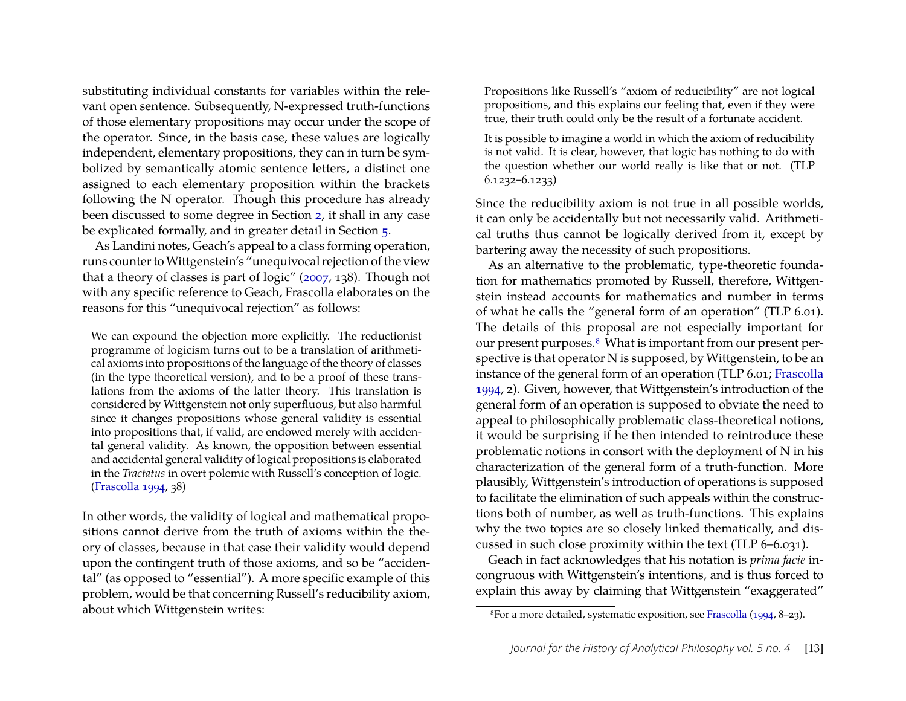substituting individual constants for variables within the relevant open sentence. Subsequently, N-expressed truth-functions of those elementary propositions may occur under the scope of the operator. Since, in the basis case, these values are logically independent, elementary propositions, they can in turn be symbolized by semantically atomic sentence letters, a distinct one assigned to each elementary proposition within the brackets following the N operator. Though this procedure has already been discussed to some degree in Section 2, it shall in any case be explicated formally, and in greater detail in Section 5.

As Landini notes, Geach's appeal to a class forming operation, runs counter to Wittgenstein's "unequivocal rejection of the view that a theory of classes is part of logic" (2007, 138). Though not with any specific reference to Geach, Frascolla elaborates on the reasons for this "unequivocal rejection" as follows:

> We can expound the objection more explicitly. The reductionist programme of logicism turns out to be a translation of arithmetical axioms into propositions of the language of the theory of classes (in the type theoretical version), and to be a proof of these translations from the axioms of the latter theory. This translation is considered by Wittgenstein not only superfluous, but also harmful since it changes propositions whose general validity is essential into propositions that, if valid, are endowed merely with accidental general validity. As known, the opposition between essential and accidental general validity of logical propositions is elaborated in the *Tractatus* in overt polemic with Russell's conception of logic. (Frascolla 1994, 38)

In other words, the validity of logical and mathematical propositions cannot derive from the truth of axioms within the theory of classes, because in that case their validity would depend upon the contingent truth of those axioms, and so be "accidental" (as opposed to "essential"). A more specific example of this problem, would be that concerning Russell's reducibility axiom, about which Wittgenstein writes:

> Propositions like Russell's "axiom of reducibility" are not logical propositions, and this explains our feeling that, even if they were true, their truth could only be the result of a fortunate accident.
>
> It is possible to imagine a world in which the axiom of reducibility is not valid. It is clear, however, that logic has nothing to do with the question whether our world really is like that or not. (TLP 6.1232–6.1233)

Since the reducibility axiom is not true in all possible worlds, it can only be accidentally but not necessarily valid. Arithmetical truths thus cannot be logically derived from it, except by bartering away the necessity of such propositions.

As an alternative to the problematic, type-theoretic foundation for mathematics promoted by Russell, therefore, Wittgenstein instead accounts for mathematics and number in terms of what he calls the "general form of an operation" (TLP 6.01). The details of this proposal are not especially important for our present purposes.[8] What is important from our present perspective is that operator N is supposed, by Wittgenstein, to be an instance of the general form of an operation (TLP 6.01; Frascolla 1994, 2). Given, however, that Wittgenstein's introduction of the general form of an operation is supposed to obviate the need to appeal to philosophically problematic class-theoretical notions, it would be surprising if he then intended to reintroduce these problematic notions in consort with the deployment of N in his characterization of the general form of a truth-function. More plausibly, Wittgenstein's introduction of operations is supposed to facilitate the elimination of such appeals within the constructions both of number, as well as truth-functions. This explains why the two topics are so closely linked thematically, and discussed in such close proximity within the text (TLP 6–6.031).

Geach in fact acknowledges that his notation is *prima facie* incongruous with Wittgenstein's intentions, and is thus forced to explain this away by claiming that Wittgenstein "exaggerated"

[8] For a more detailed, systematic exposition, see Frascolla (1994, 8–23).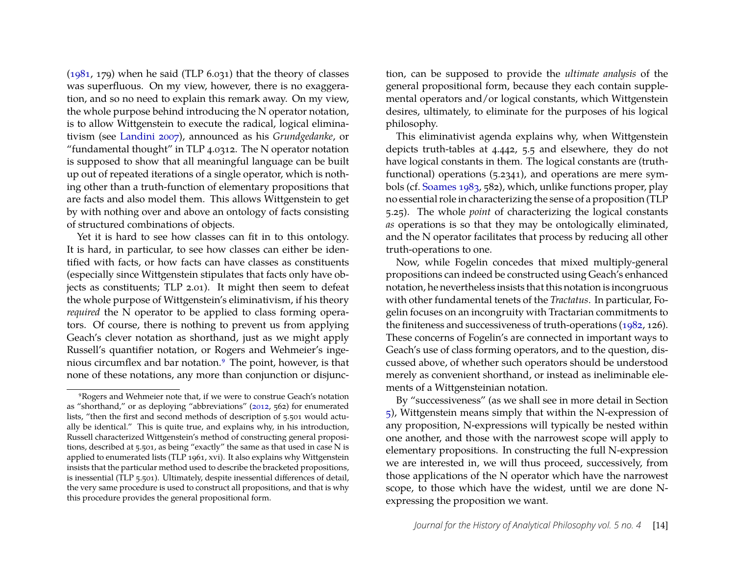(1981, 179) when he said (TLP 6.031) that the theory of classes was superfluous. On my view, however, there is no exaggeration, and so no need to explain this remark away. On my view, the whole purpose behind introducing the N operator notation, is to allow Wittgenstein to execute the radical, logical eliminativism (see Landini 2007), announced as his *Grundgedanke*, or "fundamental thought" in TLP 4.0312. The N operator notation is supposed to show that all meaningful language can be built up out of repeated iterations of a single operator, which is nothing other than a truth-function of elementary propositions that are facts and also model them. This allows Wittgenstein to get by with nothing over and above an ontology of facts consisting of structured combinations of objects.

Yet it is hard to see how classes can fit in to this ontology. It is hard, in particular, to see how classes can either be identified with facts, or how facts can have classes as constituents (especially since Wittgenstein stipulates that facts only have objects as constituents; TLP 2.01). It might then seem to defeat the whole purpose of Wittgenstein's eliminativism, if his theory *required* the N operator to be applied to class forming operators. Of course, there is nothing to prevent us from applying Geach's clever notation as shorthand, just as we might apply Russell's quantifier notation, or Rogers and Wehmeier's ingenious circumflex and bar notation.[9] The point, however, is that none of these notations, any more than conjunction or disjunction, can be supposed to provide the *ultimate analysis* of the general propositional form, because they each contain supplemental operators and/or logical constants, which Wittgenstein desires, ultimately, to eliminate for the purposes of his logical philosophy.

This eliminativist agenda explains why, when Wittgenstein depicts truth-tables at 4.442, 5.5 and elsewhere, they do not have logical constants in them. The logical constants are (truth-functional) operations (5.2341), and operations are mere symbols (cf. Soames 1983, 582), which, unlike functions proper, play no essential role in characterizing the sense of a proposition (TLP 5.25). The whole *point* of characterizing the logical constants *as* operations is so that they may be ontologically eliminated, and the N operator facilitates that process by reducing all other truth-operations to one.

Now, while Fogelin concedes that mixed multiply-general propositions can indeed be constructed using Geach's enhanced notation, he nevertheless insists that this notation is incongruous with other fundamental tenets of the *Tractatus*. In particular, Fogelin focuses on an incongruity with Tractarian commitments to the finiteness and successiveness of truth-operations (1982, 126). These concerns of Fogelin's are connected in important ways to Geach's use of class forming operators, and to the question, discussed above, of whether such operators should be understood merely as convenient shorthand, or instead as ineliminable elements of a Wittgensteinian notation.

By "successiveness" (as we shall see in more detail in Section 5), Wittgenstein means simply that within the N-expression of any proposition, N-expressions will typically be nested within one another, and those with the narrowest scope will apply to elementary propositions. In constructing the full N-expression we are interested in, we will thus proceed, successively, from those applications of the N operator which have the narrowest scope, to those which have the widest, until we are done N-expressing the proposition we want.

[9] Rogers and Wehmeier note that, if we were to construe Geach's notation as "shorthand," or as deploying "abbreviations" (2012, 562) for enumerated lists, "then the first and second methods of description of 5.501 would actually be identical." This is quite true, and explains why, in his introduction, Russell characterized Wittgenstein's method of constructing general propositions, described at 5.501, as being "exactly" the same as that used in case N is applied to enumerated lists (TLP 1961, xvi). It also explains why Wittgenstein insists that the particular method used to describe the bracketed propositions, is inessential (TLP 5.501). Ultimately, despite inessential differences of detail, the very same procedure is used to construct all propositions, and that is why this procedure provides the general propositional form.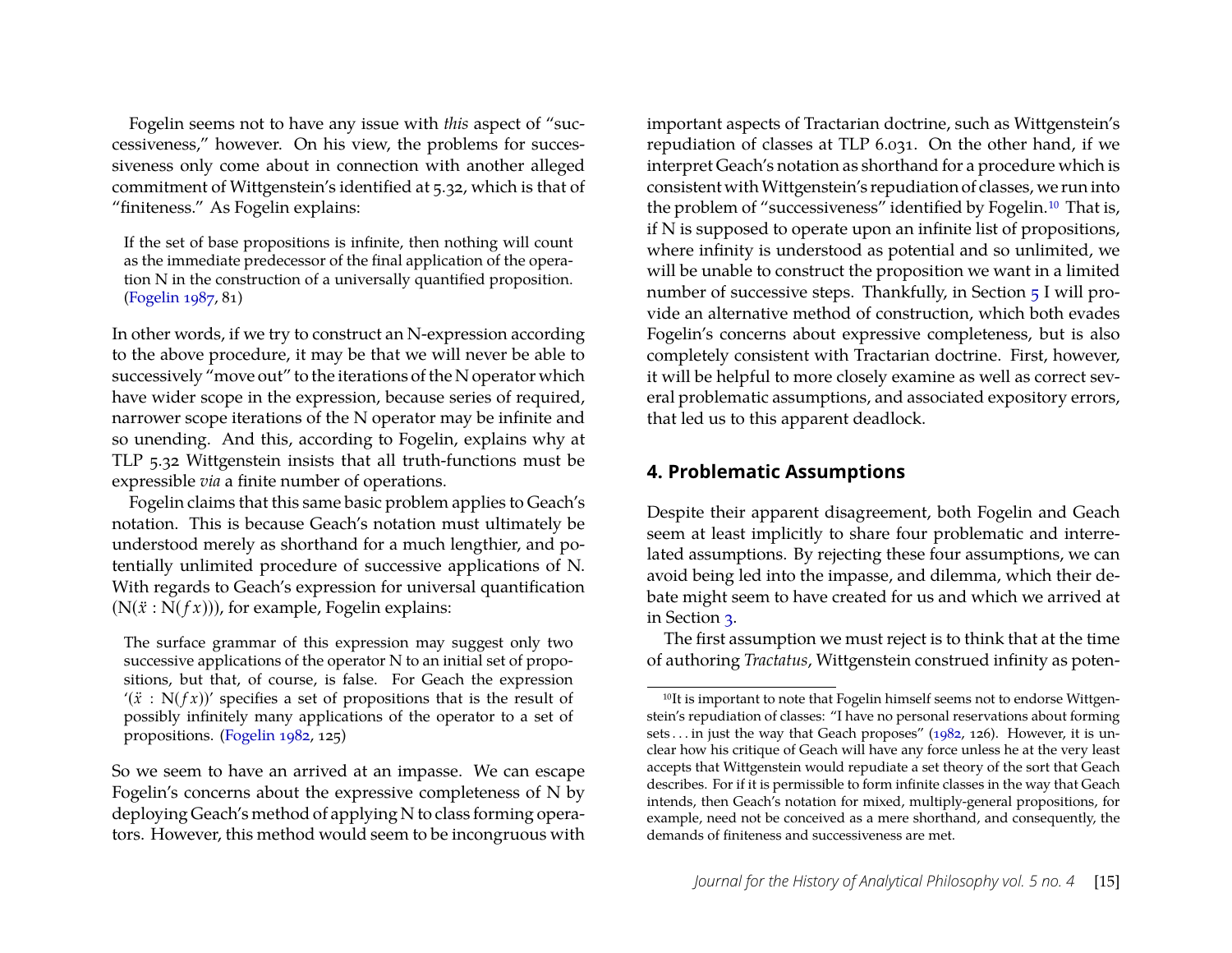Fogelin seems not to have any issue with *this* aspect of "successiveness," however. On his view, the problems for successiveness only come about in connection with another alleged commitment of Wittgenstein's identified at 5.32, which is that of "finiteness." As Fogelin explains:

> If the set of base propositions is infinite, then nothing will count as the immediate predecessor of the final application of the operation N in the construction of a universally quantified proposition. (Fogelin 1987, 81)

In other words, if we try to construct an N-expression according to the above procedure, it may be that we will never be able to successively "move out" to the iterations of the N operator which have wider scope in the expression, because series of required, narrower scope iterations of the N operator may be infinite and so unending. And this, according to Fogelin, explains why at TLP 5.32 Wittgenstein insists that all truth-functions must be expressible *via* a finite number of operations.

Fogelin claims that this same basic problem applies to Geach's notation. This is because Geach's notation must ultimately be understood merely as shorthand for a much lengthier, and potentially unlimited procedure of successive applications of N. With regards to Geach's expression for universal quantification ($\mathrm{N}(\ddot{x} : \mathrm{N}(fx))$), for example, Fogelin explains:

> The surface grammar of this expression may suggest only two successive applications of the operator N to an initial set of propositions, but that, of course, is false. For Geach the expression '$(\ddot{x} : \mathrm{N}(fx))$' specifies a set of propositions that is the result of possibly infinitely many applications of the operator to a set of propositions. (Fogelin 1982, 125)

So we seem to have an arrived at an impasse. We can escape Fogelin's concerns about the expressive completeness of N by deploying Geach's method of applying N to class forming operators. However, this method would seem to be incongruous with important aspects of Tractarian doctrine, such as Wittgenstein's repudiation of classes at TLP 6.031. On the other hand, if we interpret Geach's notation as shorthand for a procedure which is consistent with Wittgenstein's repudiation of classes, we run into the problem of "successiveness" identified by Fogelin.[10] That is, if N is supposed to operate upon an infinite list of propositions, where infinity is understood as potential and so unlimited, we will be unable to construct the proposition we want in a limited number of successive steps. Thankfully, in Section 5 I will provide an alternative method of construction, which both evades Fogelin's concerns about expressive completeness, but is also completely consistent with Tractarian doctrine. First, however, it will be helpful to more closely examine as well as correct several problematic assumptions, and associated expository errors, that led us to this apparent deadlock.

## 4. Problematic Assumptions

Despite their apparent disagreement, both Fogelin and Geach seem at least implicitly to share four problematic and interrelated assumptions. By rejecting these four assumptions, we can avoid being led into the impasse, and dilemma, which their debate might seem to have created for us and which we arrived at in Section 3.

The first assumption we must reject is to think that at the time of authoring *Tractatus*, Wittgenstein construed infinity as poten-

[10] It is important to note that Fogelin himself seems not to endorse Wittgenstein's repudiation of classes: "I have no personal reservations about forming sets . . . in just the way that Geach proposes" (1982, 126). However, it is unclear how his critique of Geach will have any force unless he at the very least accepts that Wittgenstein would repudiate a set theory of the sort that Geach describes. For if it is permissible to form infinite classes in the way that Geach intends, then Geach's notation for mixed, multiply-general propositions, for example, need not be conceived as a mere shorthand, and consequently, the demands of finiteness and successiveness are met.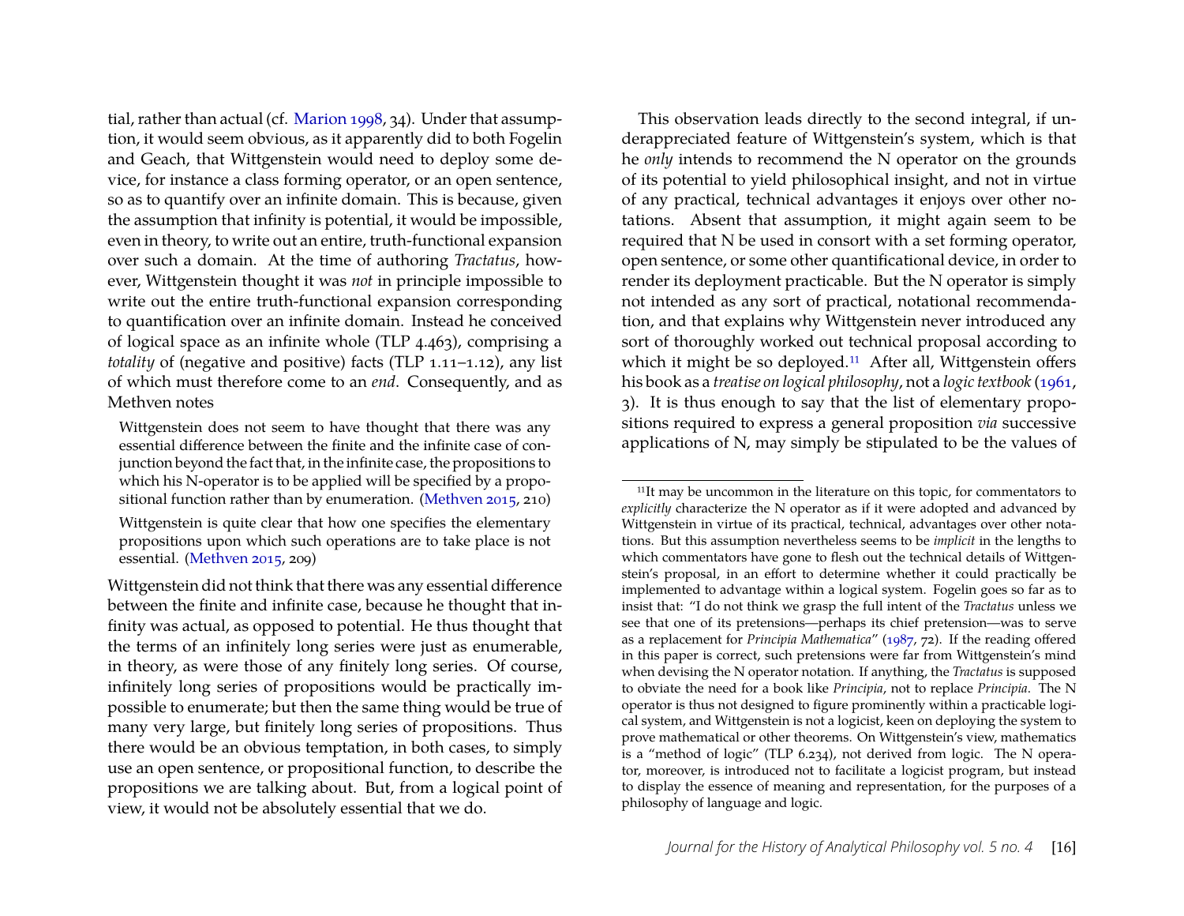tial, rather than actual (cf. Marion 1998, 34). Under that assumption, it would seem obvious, as it apparently did to both Fogelin and Geach, that Wittgenstein would need to deploy some device, for instance a class forming operator, or an open sentence, so as to quantify over an infinite domain. This is because, given the assumption that infinity is potential, it would be impossible, even in theory, to write out an entire, truth-functional expansion over such a domain. At the time of authoring *Tractatus*, however, Wittgenstein thought it was *not* in principle impossible to write out the entire truth-functional expansion corresponding to quantification over an infinite domain. Instead he conceived of logical space as an infinite whole (TLP 4.463), comprising a *totality* of (negative and positive) facts (TLP 1.11–1.12), any list of which must therefore come to an *end*. Consequently, and as Methven notes

> Wittgenstein does not seem to have thought that there was any essential difference between the finite and the infinite case of conjunction beyond the fact that, in the infinite case, the propositions to which his N-operator is to be applied will be specified by a propositional function rather than by enumeration. (Methven 2015, 210)
>
> Wittgenstein is quite clear that how one specifies the elementary propositions upon which such operations are to take place is not essential. (Methven 2015, 209)

Wittgenstein did not think that there was any essential difference between the finite and infinite case, because he thought that infinity was actual, as opposed to potential. He thus thought that the terms of an infinitely long series were just as enumerable, in theory, as were those of any finitely long series. Of course, infinitely long series of propositions would be practically impossible to enumerate; but then the same thing would be true of many very large, but finitely long series of propositions. Thus there would be an obvious temptation, in both cases, to simply use an open sentence, or propositional function, to describe the propositions we are talking about. But, from a logical point of view, it would not be absolutely essential that we do.

This observation leads directly to the second integral, if underappreciated feature of Wittgenstein's system, which is that he *only* intends to recommend the N operator on the grounds of its potential to yield philosophical insight, and not in virtue of any practical, technical advantages it enjoys over other notations. Absent that assumption, it might again seem to be required that N be used in consort with a set forming operator, open sentence, or some other quantificational device, in order to render its deployment practicable. But the N operator is simply not intended as any sort of practical, notational recommendation, and that explains why Wittgenstein never introduced any sort of thoroughly worked out technical proposal according to which it might be so deployed.[11] After all, Wittgenstein offers his book as a *treatise on logical philosophy*, not a *logic textbook* (1961, 3). It is thus enough to say that the list of elementary propositions required to express a general proposition *via* successive applications of N, may simply be stipulated to be the values of

[11] It may be uncommon in the literature on this topic, for commentators to *explicitly* characterize the N operator as if it were adopted and advanced by Wittgenstein in virtue of its practical, technical, advantages over other notations. But this assumption nevertheless seems to be *implicit* in the lengths to which commentators have gone to flesh out the technical details of Wittgenstein's proposal, in an effort to determine whether it could practically be implemented to advantage within a logical system. Fogelin goes so far as to insist that: "I do not think we grasp the full intent of the *Tractatus* unless we see that one of its pretensions—perhaps its chief pretension—was to serve as a replacement for *Principia Mathematica*" (1987, 72). If the reading offered in this paper is correct, such pretensions were far from Wittgenstein's mind when devising the N operator notation. If anything, the *Tractatus* is supposed to obviate the need for a book like *Principia*, not to replace *Principia*. The N operator is thus not designed to figure prominently within a practicable logical system, and Wittgenstein is not a logicist, keen on deploying the system to prove mathematical or other theorems. On Wittgenstein's view, mathematics is a "method of logic" (TLP 6.234), not derived from logic. The N operator, moreover, is introduced not to facilitate a logicist program, but instead to display the essence of meaning and representation, for the purposes of a philosophy of language and logic.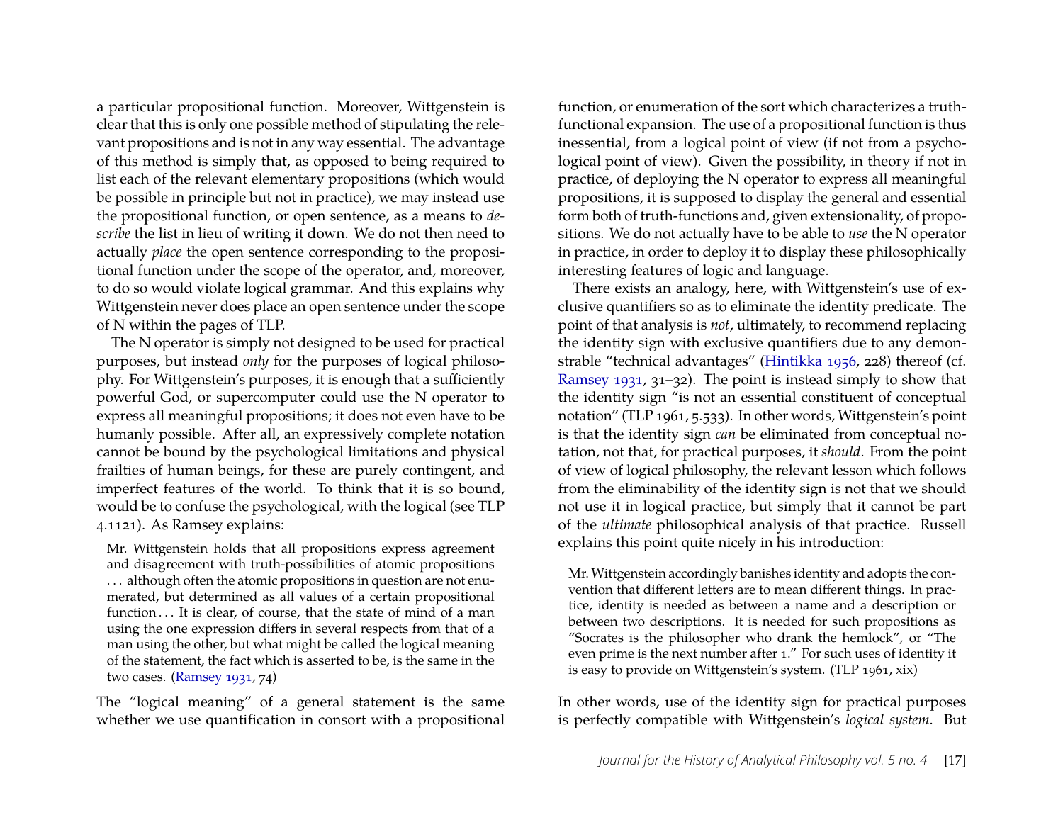a particular propositional function. Moreover, Wittgenstein is clear that this is only one possible method of stipulating the relevant propositions and is not in any way essential. The advantage of this method is simply that, as opposed to being required to list each of the relevant elementary propositions (which would be possible in principle but not in practice), we may instead use the propositional function, or open sentence, as a means to *describe* the list in lieu of writing it down. We do not then need to actually *place* the open sentence corresponding to the propositional function under the scope of the operator, and, moreover, to do so would violate logical grammar. And this explains why Wittgenstein never does place an open sentence under the scope of N within the pages of TLP.

The N operator is simply not designed to be used for practical purposes, but instead *only* for the purposes of logical philosophy. For Wittgenstein's purposes, it is enough that a sufficiently powerful God, or supercomputer could use the N operator to express all meaningful propositions; it does not even have to be humanly possible. After all, an expressively complete notation cannot be bound by the psychological limitations and physical frailties of human beings, for these are purely contingent, and imperfect features of the world. To think that it is so bound, would be to confuse the psychological, with the logical (see TLP 4.1121). As Ramsey explains:

> Mr. Wittgenstein holds that all propositions express agreement and disagreement with truth-possibilities of atomic propositions . . . although often the atomic propositions in question are not enumerated, but determined as all values of a certain propositional function . . . It is clear, of course, that the state of mind of a man using the one expression differs in several respects from that of a man using the other, but what might be called the logical meaning of the statement, the fact which is asserted to be, is the same in the two cases. (Ramsey 1931, 74)

The "logical meaning" of a general statement is the same whether we use quantification in consort with a propositional function, or enumeration of the sort which characterizes a truth-functional expansion. The use of a propositional function is thus inessential, from a logical point of view (if not from a psychological point of view). Given the possibility, in theory if not in practice, of deploying the N operator to express all meaningful propositions, it is supposed to display the general and essential form both of truth-functions and, given extensionality, of propositions. We do not actually have to be able to *use* the N operator in practice, in order to deploy it to display these philosophically interesting features of logic and language.

There exists an analogy, here, with Wittgenstein's use of exclusive quantifiers so as to eliminate the identity predicate. The point of that analysis is *not*, ultimately, to recommend replacing the identity sign with exclusive quantifiers due to any demonstrable "technical advantages" (Hintikka 1956, 228) thereof (cf. Ramsey 1931, 31–32). The point is instead simply to show that the identity sign "is not an essential constituent of conceptual notation" (TLP 1961, 5.533). In other words, Wittgenstein's point is that the identity sign *can* be eliminated from conceptual notation, not that, for practical purposes, it *should*. From the point of view of logical philosophy, the relevant lesson which follows from the eliminability of the identity sign is not that we should not use it in logical practice, but simply that it cannot be part of the *ultimate* philosophical analysis of that practice. Russell explains this point quite nicely in his introduction:

> Mr. Wittgenstein accordingly banishes identity and adopts the convention that different letters are to mean different things. In practice, identity is needed as between a name and a description or between two descriptions. It is needed for such propositions as "Socrates is the philosopher who drank the hemlock", or "The even prime is the next number after 1." For such uses of identity it is easy to provide on Wittgenstein's system. (TLP 1961, xix)

In other words, use of the identity sign for practical purposes is perfectly compatible with Wittgenstein's *logical system*. But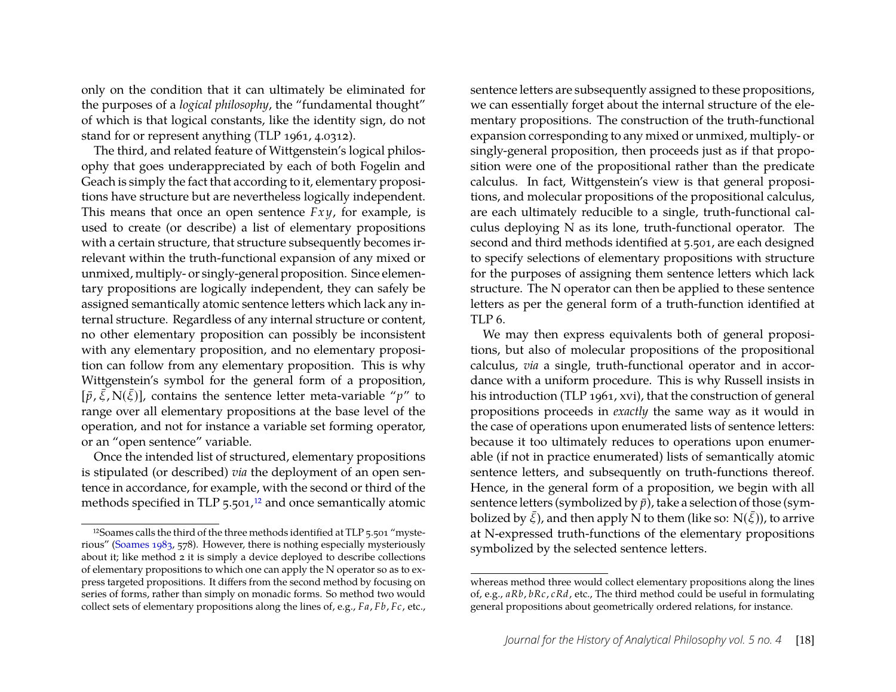only on the condition that it can ultimately be eliminated for the purposes of a *logical philosophy*, the "fundamental thought" of which is that logical constants, like the identity sign, do not stand for or represent anything (TLP 1961, 4.0312).

The third, and related feature of Wittgenstein's logical philosophy that goes underappreciated by each of both Fogelin and Geach is simply the fact that according to it, elementary propositions have structure but are nevertheless logically independent. This means that once an open sentence $Fxy$, for example, is used to create (or describe) a list of elementary propositions with a certain structure, that structure subsequently becomes irrelevant within the truth-functional expansion of any mixed or unmixed, multiply- or singly-general proposition. Since elementary propositions are logically independent, they can safely be assigned semantically atomic sentence letters which lack any internal structure. Regardless of any internal structure or content, no other elementary proposition can possibly be inconsistent with any elementary proposition, and no elementary proposition can follow from any elementary proposition. This is why Wittgenstein's symbol for the general form of a proposition, $[\bar{p}, \bar{\xi}, \mathrm{N}(\bar{\xi})]$, contains the sentence letter meta-variable "$p$" to range over all elementary propositions at the base level of the operation, and not for instance a variable set forming operator, or an "open sentence" variable.

Once the intended list of structured, elementary propositions is stipulated (or described) *via* the deployment of an open sentence in accordance, for example, with the second or third of the methods specified in TLP 5.501,[12] and once semantically atomic sentence letters are subsequently assigned to these propositions, we can essentially forget about the internal structure of the elementary propositions. The construction of the truth-functional expansion corresponding to any mixed or unmixed, multiply- or singly-general proposition, then proceeds just as if that proposition were one of the propositional rather than the predicate calculus. In fact, Wittgenstein's view is that general propositions, and molecular propositions of the propositional calculus, are each ultimately reducible to a single, truth-functional calculus deploying N as its lone, truth-functional operator. The second and third methods identified at 5.501, are each designed to specify selections of elementary propositions with structure for the purposes of assigning them sentence letters which lack structure. The N operator can then be applied to these sentence letters as per the general form of a truth-function identified at TLP 6.

We may then express equivalents both of general propositions, but also of molecular propositions of the propositional calculus, *via* a single, truth-functional operator and in accordance with a uniform procedure. This is why Russell insists in his introduction (TLP 1961, xvi), that the construction of general propositions proceeds in *exactly* the same way as it would in the case of operations upon enumerated lists of sentence letters: because it too ultimately reduces to operations upon enumerable (if not in practice enumerated) lists of semantically atomic sentence letters, and subsequently on truth-functions thereof. Hence, in the general form of a proposition, we begin with all sentence letters (symbolized by $\bar{p}$), take a selection of those (symbolized by $\bar{\xi}$), and then apply N to them (like so: $\mathrm{N}(\bar{\xi})$), to arrive at N-expressed truth-functions of the elementary propositions symbolized by the selected sentence letters.

[12] Soames calls the third of the three methods identified at TLP 5.501 "mysterious" (Soames 1983, 578). However, there is nothing especially mysteriously about it; like method 2 it is simply a device deployed to describe collections of elementary propositions to which one can apply the N operator so as to express targeted propositions. It differs from the second method by focusing on series of forms, rather than simply on monadic forms. So method two would collect sets of elementary propositions along the lines of, e.g., $Fa$, $Fb$, $Fc$, etc., whereas method three would collect elementary propositions along the lines of, e.g., $aRb$, $bRc$, $cRd$, etc., The third method could be useful in formulating general propositions about geometrically ordered relations, for instance.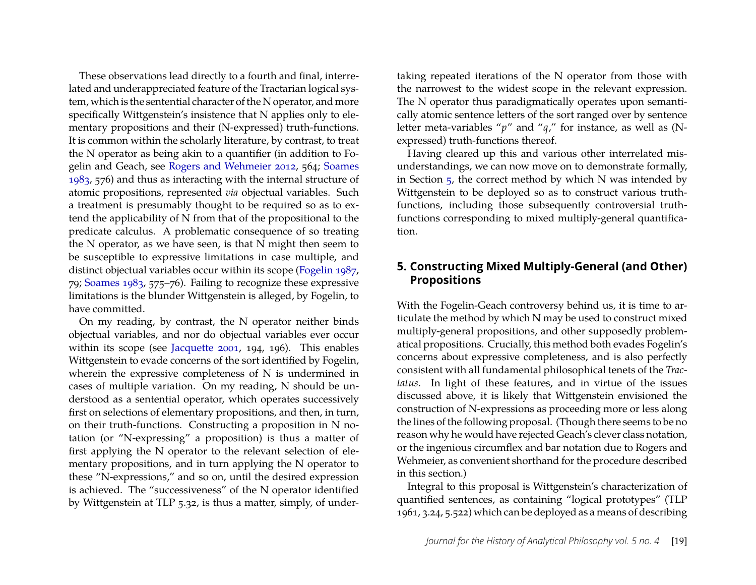These observations lead directly to a fourth and final, interrelated and underappreciated feature of the Tractarian logical system, which is the sentential character of the N operator, and more specifically Wittgenstein's insistence that N applies only to elementary propositions and their (N-expressed) truth-functions. It is common within the scholarly literature, by contrast, to treat the N operator as being akin to a quantifier (in addition to Fogelin and Geach, see Rogers and Wehmeier 2012, 564; Soames 1983, 576) and thus as interacting with the internal structure of atomic propositions, represented *via* objectual variables. Such a treatment is presumably thought to be required so as to extend the applicability of N from that of the propositional to the predicate calculus. A problematic consequence of so treating the N operator, as we have seen, is that N might then seem to be susceptible to expressive limitations in case multiple, and distinct objectual variables occur within its scope (Fogelin 1987, 79; Soames 1983, 575–76). Failing to recognize these expressive limitations is the blunder Wittgenstein is alleged, by Fogelin, to have committed.

On my reading, by contrast, the N operator neither binds objectual variables, and nor do objectual variables ever occur within its scope (see Jacquette 2001, 194, 196). This enables Wittgenstein to evade concerns of the sort identified by Fogelin, wherein the expressive completeness of N is undermined in cases of multiple variation. On my reading, N should be understood as a sentential operator, which operates successively first on selections of elementary propositions, and then, in turn, on their truth-functions. Constructing a proposition in N notation (or "N-expressing" a proposition) is thus a matter of first applying the N operator to the relevant selection of elementary propositions, and in turn applying the N operator to these "N-expressions," and so on, until the desired expression is achieved. The "successiveness" of the N operator identified by Wittgenstein at TLP 5.32, is thus a matter, simply, of undertaking repeated iterations of the N operator from those with the narrowest to the widest scope in the relevant expression. The N operator thus paradigmatically operates upon semantically atomic sentence letters of the sort ranged over by sentence letter meta-variables "$p$" and "$q$," for instance, as well as (N-expressed) truth-functions thereof.

Having cleared up this and various other interrelated misunderstandings, we can now move on to demonstrate formally, in Section 5, the correct method by which N was intended by Wittgenstein to be deployed so as to construct various truth-functions, including those subsequently controversial truth-functions corresponding to mixed multiply-general quantification.

## 5. Constructing Mixed Multiply-General (and Other) Propositions

With the Fogelin-Geach controversy behind us, it is time to articulate the method by which N may be used to construct mixed multiply-general propositions, and other supposedly problematical propositions. Crucially, this method both evades Fogelin's concerns about expressive completeness, and is also perfectly consistent with all fundamental philosophical tenets of the *Tractatus*. In light of these features, and in virtue of the issues discussed above, it is likely that Wittgenstein envisioned the construction of N-expressions as proceeding more or less along the lines of the following proposal. (Though there seems to be no reason why he would have rejected Geach's clever class notation, or the ingenious circumflex and bar notation due to Rogers and Wehmeier, as convenient shorthand for the procedure described in this section.)

Integral to this proposal is Wittgenstein's characterization of quantified sentences, as containing "logical prototypes" (TLP 1961, 3.24, 5.522) which can be deployed as a means of describing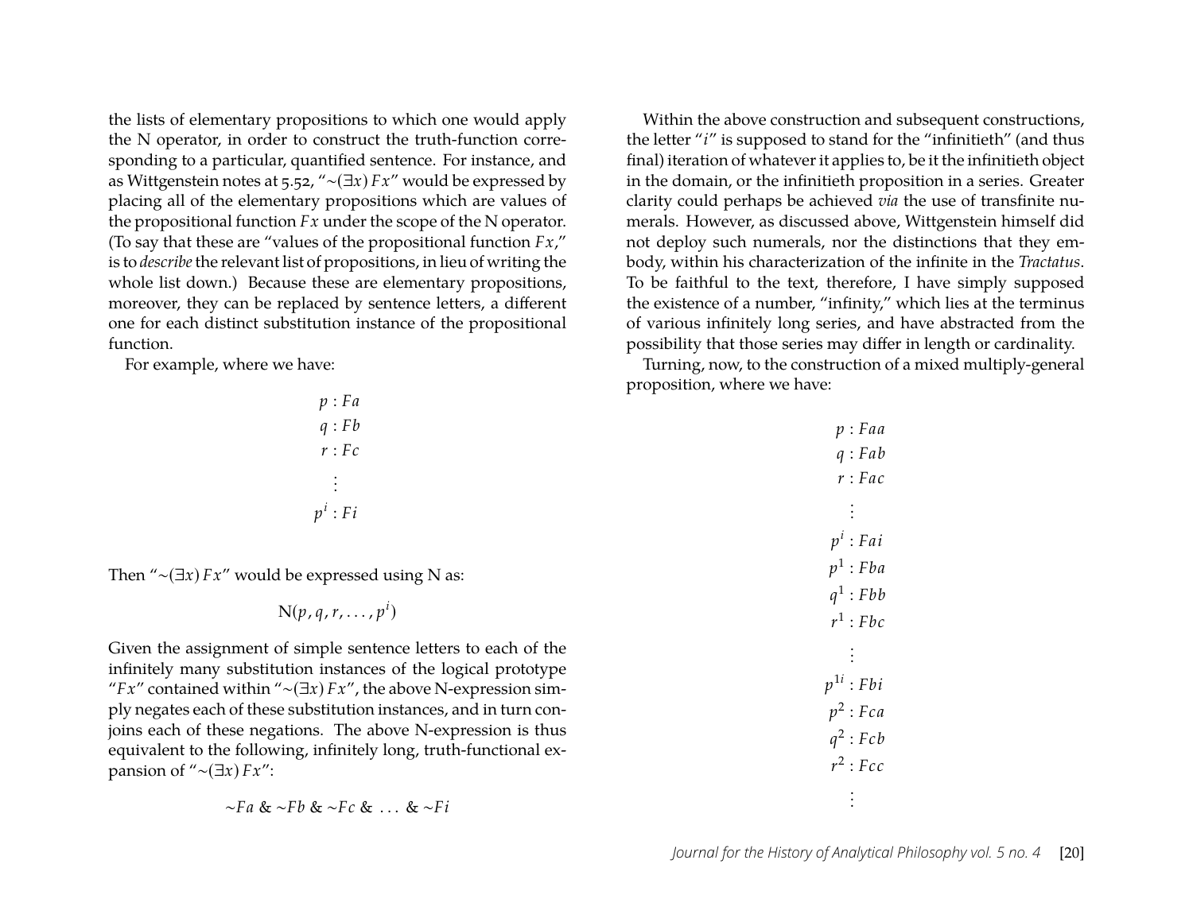the lists of elementary propositions to which one would apply the N operator, in order to construct the truth-function corresponding to a particular, quantified sentence. For instance, and as Wittgenstein notes at 5.52, "$\sim(\exists x)\,Fx$" would be expressed by placing all of the elementary propositions which are values of the propositional function $Fx$ under the scope of the N operator. (To say that these are "values of the propositional function $Fx$," is to *describe* the relevant list of propositions, in lieu of writing the whole list down.) Because these are elementary propositions, moreover, they can be replaced by sentence letters, a different one for each distinct substitution instance of the propositional function.

For example, where we have:

$$
\begin{aligned}
p &: Fa \\
q &: Fb \\
r &: Fc \\
&\vdots \\
p^i &: Fi
\end{aligned}
$$

Then "$\sim(\exists x)\,Fx$" would be expressed using N as:

$$\mathrm{N}(p, q, r, \ldots, p^i)$$

Given the assignment of simple sentence letters to each of the infinitely many substitution instances of the logical prototype "$Fx$" contained within "$\sim(\exists x)\,Fx$", the above N-expression simply negates each of these substitution instances, and in turn conjoins each of these negations. The above N-expression is thus equivalent to the following, infinitely long, truth-functional expansion of "$\sim(\exists x)\,Fx$":

$$\sim Fa \;\&\; \sim Fb \;\&\; \sim Fc \;\&\; \ldots \;\&\; \sim Fi$$

Within the above construction and subsequent constructions, the letter "$i$" is supposed to stand for the "infinitieth" (and thus final) iteration of whatever it applies to, be it the infinitieth object in the domain, or the infinitieth proposition in a series. Greater clarity could perhaps be achieved *via* the use of transfinite numerals. However, as discussed above, Wittgenstein himself did not deploy such numerals, nor the distinctions that they embody, within his characterization of the infinite in the *Tractatus*. To be faithful to the text, therefore, I have simply supposed the existence of a number, "infinity," which lies at the terminus of various infinitely long series, and have abstracted from the possibility that those series may differ in length or cardinality.

Turning, now, to the construction of a mixed multiply-general proposition, where we have:

$$
\begin{aligned}
p &: Faa \\
q &: Fab \\
r &: Fac \\
&\vdots \\
p^i &: Fai \\
p^1 &: Fba \\
q^1 &: Fbb \\
r^1 &: Fbc \\
&\vdots \\
p^{1i} &: Fbi \\
p^2 &: Fca \\
q^2 &: Fcb \\
r^2 &: Fcc \\
&\vdots
\end{aligned}
$$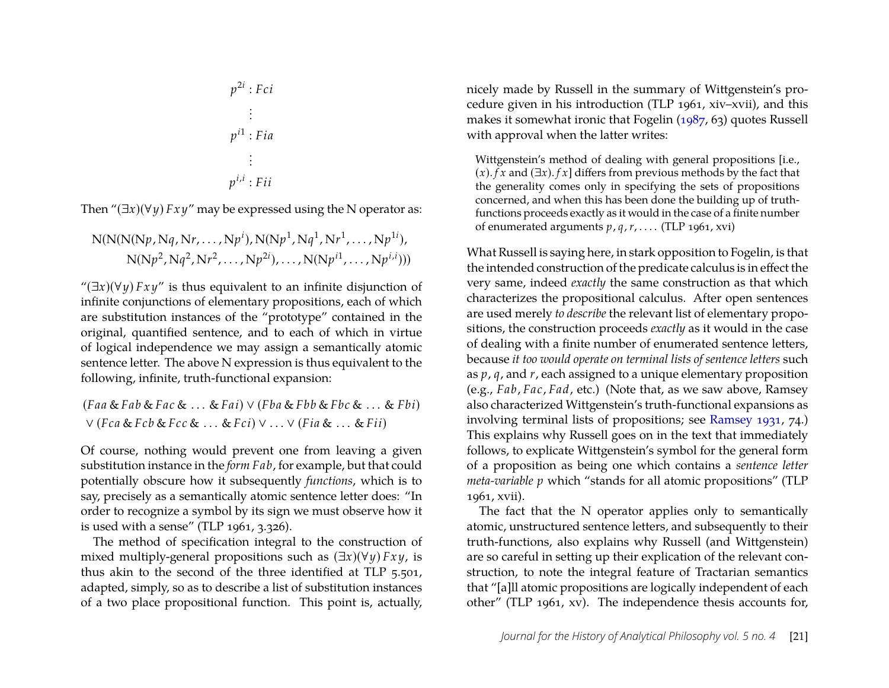$$p^{2i} : Fci$$

$$\vdots$$

$$p^{i1} : Fia$$

$$\vdots$$

$$p^{i,i} : Fii$$

Then "$(\exists x)(\forall y)\, Fxy$" may be expressed using the N operator as:

$$\mathrm{N}(\mathrm{N}(\mathrm{N}(\mathrm{N}p, \mathrm{N}q, \mathrm{N}r, \ldots, \mathrm{N}p^{i}), \mathrm{N}(\mathrm{N}p^{1}, \mathrm{N}q^{1}, \mathrm{N}r^{1}, \ldots, \mathrm{N}p^{1i}),$$
$$\mathrm{N}(\mathrm{N}p^{2}, \mathrm{N}q^{2}, \mathrm{N}r^{2}, \ldots, \mathrm{N}p^{2i}), \ldots, \mathrm{N}(\mathrm{N}p^{i1}, \ldots, \mathrm{N}p^{i,i})))$$

"$(\exists x)(\forall y)\, Fxy$" is thus equivalent to an infinite disjunction of infinite conjunctions of elementary propositions, each of which are substitution instances of the "prototype" contained in the original, quantified sentence, and to each of which in virtue of logical independence we may assign a semantically atomic sentence letter. The above N expression is thus equivalent to the following, infinite, truth-functional expansion:

$$(Faa \,\&\, Fab \,\&\, Fac \,\&\, \ldots \,\&\, Fai) \vee (Fba \,\&\, Fbb \,\&\, Fbc \,\&\, \ldots \,\&\, Fbi)$$
$$\vee\, (Fca \,\&\, Fcb \,\&\, Fcc \,\&\, \ldots \,\&\, Fci) \vee \ldots \vee (Fia \,\&\, \ldots \,\&\, Fii)$$

Of course, nothing would prevent one from leaving a given substitution instance in the *form* $Fab$, for example, but that could potentially obscure how it subsequently *functions*, which is to say, precisely as a semantically atomic sentence letter does: "In order to recognize a symbol by its sign we must observe how it is used with a sense" (TLP 1961, 3.326).

The method of specification integral to the construction of mixed multiply-general propositions such as $(\exists x)(\forall y)\, Fxy$, is thus akin to the second of the three identified at TLP 5.501, adapted, simply, so as to describe a list of substitution instances of a two place propositional function. This point is, actually, nicely made by Russell in the summary of Wittgenstein's procedure given in his introduction (TLP 1961, xiv–xvii), and this makes it somewhat ironic that Fogelin (1987, 63) quotes Russell with approval when the latter writes:

> Wittgenstein's method of dealing with general propositions [i.e., $(x).fx$ and $(\exists x).fx$] differs from previous methods by the fact that the generality comes only in specifying the sets of propositions concerned, and when this has been done the building up of truth-functions proceeds exactly as it would in the case of a finite number of enumerated arguments $p, q, r, \ldots$. (TLP 1961, xvi)

What Russell is saying here, in stark opposition to Fogelin, is that the intended construction of the predicate calculus is in effect the very same, indeed *exactly* the same construction as that which characterizes the propositional calculus. After open sentences are used merely *to describe* the relevant list of elementary propositions, the construction proceeds *exactly* as it would in the case of dealing with a finite number of enumerated sentence letters, because *it too would operate on terminal lists of sentence letters* such as $p$, $q$, and $r$, each assigned to a unique elementary proposition (e.g., $Fab, Fac, Fad$, etc.) (Note that, as we saw above, Ramsey also characterized Wittgenstein's truth-functional expansions as involving terminal lists of propositions; see Ramsey 1931, 74.) This explains why Russell goes on in the text that immediately follows, to explicate Wittgenstein's symbol for the general form of a proposition as being one which contains a *sentence letter meta-variable p* which "stands for all atomic propositions" (TLP 1961, xvii).

The fact that the N operator applies only to semantically atomic, unstructured sentence letters, and subsequently to their truth-functions, also explains why Russell (and Wittgenstein) are so careful in setting up their explication of the relevant construction, to note the integral feature of Tractarian semantics that "[a]ll atomic propositions are logically independent of each other" (TLP 1961, xv). The independence thesis accounts for,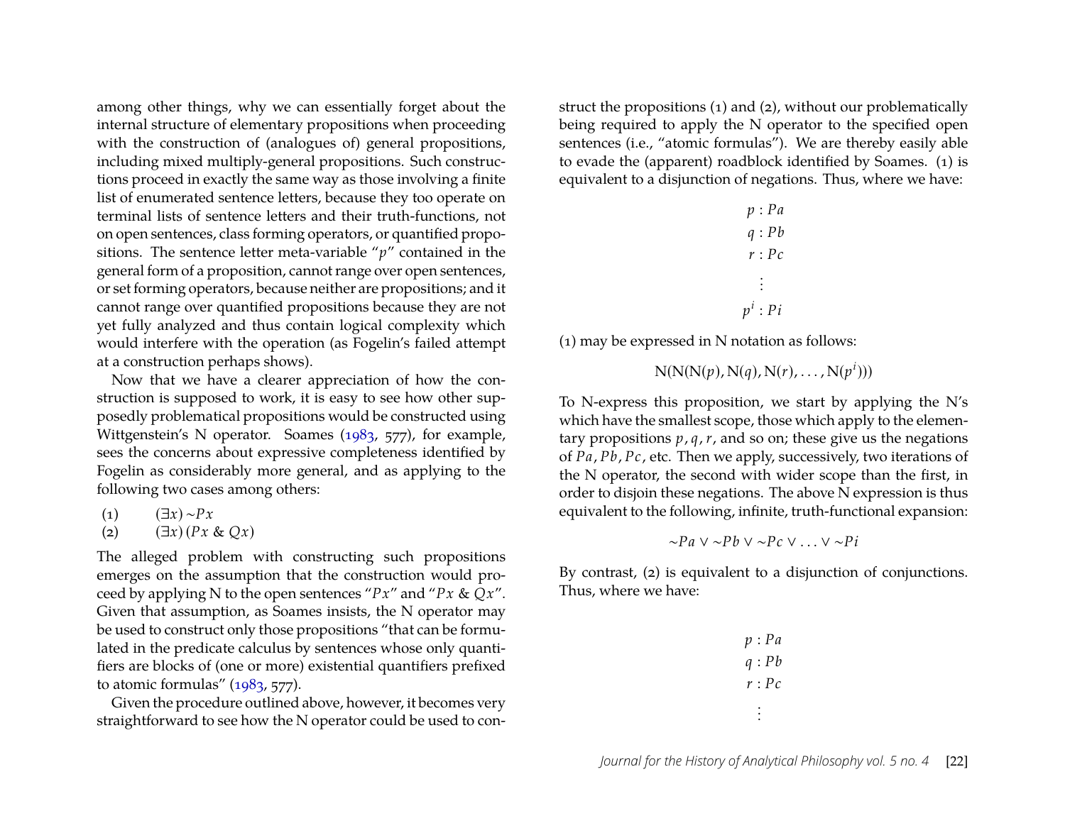among other things, why we can essentially forget about the internal structure of elementary propositions when proceeding with the construction of (analogues of) general propositions, including mixed multiply-general propositions. Such constructions proceed in exactly the same way as those involving a finite list of enumerated sentence letters, because they too operate on terminal lists of sentence letters and their truth-functions, not on open sentences, class forming operators, or quantified propositions. The sentence letter meta-variable "$p$" contained in the general form of a proposition, cannot range over open sentences, or set forming operators, because neither are propositions; and it cannot range over quantified propositions because they are not yet fully analyzed and thus contain logical complexity which would interfere with the operation (as Fogelin's failed attempt at a construction perhaps shows).

Now that we have a clearer appreciation of how the construction is supposed to work, it is easy to see how other supposedly problematical propositions would be constructed using Wittgenstein's N operator. Soames (1983, 577), for example, sees the concerns about expressive completeness identified by Fogelin as considerably more general, and as applying to the following two cases among others:

(1) $(\exists x) \sim Px$

(2) $(\exists x)(Px \;\&\; Qx)$

The alleged problem with constructing such propositions emerges on the assumption that the construction would proceed by applying N to the open sentences "$Px$" and "$Px \;\&\; Qx$". Given that assumption, as Soames insists, the N operator may be used to construct only those propositions "that can be formulated in the predicate calculus by sentences whose only quantifiers are blocks of (one or more) existential quantifiers prefixed to atomic formulas" (1983, 577).

Given the procedure outlined above, however, it becomes very straightforward to see how the N operator could be used to construct the propositions (1) and (2), without our problematically being required to apply the N operator to the specified open sentences (i.e., "atomic formulas"). We are thereby easily able to evade the (apparent) roadblock identified by Soames. (1) is equivalent to a disjunction of negations. Thus, where we have:

$$
\begin{aligned}
p &: Pa \\
q &: Pb \\
r &: Pc \\
&\vdots \\
p^i &: Pi
\end{aligned}
$$

(1) may be expressed in N notation as follows:

$$\mathrm{N}(\mathrm{N}(\mathrm{N}(p), \mathrm{N}(q), \mathrm{N}(r), \ldots, \mathrm{N}(p^i)))$$

To N-express this proposition, we start by applying the N's which have the smallest scope, those which apply to the elementary propositions $p, q, r$, and so on; these give us the negations of $Pa, Pb, Pc$, etc. Then we apply, successively, two iterations of the N operator, the second with wider scope than the first, in order to disjoin these negations. The above N expression is thus equivalent to the following, infinite, truth-functional expansion:

$$\sim Pa \vee \sim Pb \vee \sim Pc \vee \ldots \vee \sim Pi$$

By contrast, (2) is equivalent to a disjunction of conjunctions. Thus, where we have:

$$
\begin{aligned}
p &: Pa \\
q &: Pb \\
r &: Pc \\
&\vdots
\end{aligned}
$$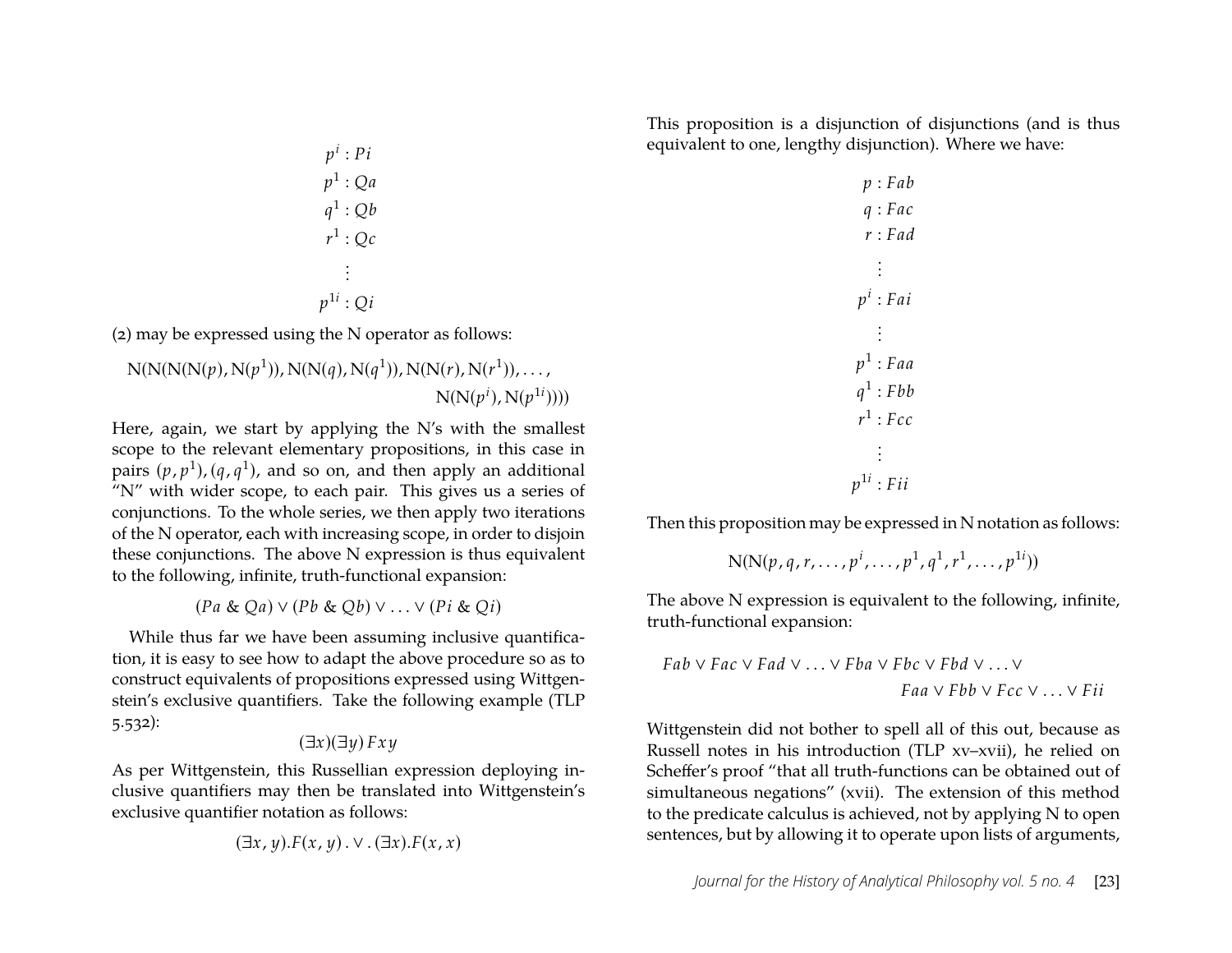$$p^i : Pi$$
$$p^1 : Qa$$
$$q^1 : Qb$$
$$r^1 : Qc$$
$$\vdots$$
$$p^{1i} : Qi$$

(2) may be expressed using the N operator as follows:

$$\mathrm{N}(\mathrm{N}(\mathrm{N}(\mathrm{N}(p), \mathrm{N}(p^1)), \mathrm{N}(\mathrm{N}(q), \mathrm{N}(q^1)), \mathrm{N}(\mathrm{N}(r), \mathrm{N}(r^1)), \ldots, \mathrm{N}(\mathrm{N}(p^i), \mathrm{N}(p^{1i}))))$$

Here, again, we start by applying the N's with the smallest scope to the relevant elementary propositions, in this case in pairs $(p, p^1), (q, q^1)$, and so on, and then apply an additional "N" with wider scope, to each pair. This gives us a series of conjunctions. To the whole series, we then apply two iterations of the N operator, each with increasing scope, in order to disjoin these conjunctions. The above N expression is thus equivalent to the following, infinite, truth-functional expansion:

$$(Pa \; \& \; Qa) \vee (Pb \; \& \; Qb) \vee \ldots \vee (Pi \; \& \; Qi)$$

While thus far we have been assuming inclusive quantification, it is easy to see how to adapt the above procedure so as to construct equivalents of propositions expressed using Wittgenstein's exclusive quantifiers. Take the following example (TLP 5.532):

$$(\exists x)(\exists y)\, Fxy$$

As per Wittgenstein, this Russellian expression deploying inclusive quantifiers may then be translated into Wittgenstein's exclusive quantifier notation as follows:

$$(\exists x, y).F(x, y) \,.\vee.\, (\exists x).F(x, x)$$

This proposition is a disjunction of disjunctions (and is thus equivalent to one, lengthy disjunction). Where we have:

$$p : Fab$$
$$q : Fac$$
$$r : Fad$$
$$\vdots$$
$$p^i : Fai$$
$$\vdots$$
$$p^1 : Faa$$
$$q^1 : Fbb$$
$$r^1 : Fcc$$
$$\vdots$$
$$p^{1i} : Fii$$

Then this proposition may be expressed in N notation as follows:

$$\mathrm{N}(\mathrm{N}(p, q, r, \ldots, p^i, \ldots, p^1, q^1, r^1, \ldots, p^{1i}))$$

The above N expression is equivalent to the following, infinite, truth-functional expansion:

$$Fab \vee Fac \vee Fad \vee \ldots \vee Fba \vee Fbc \vee Fbd \vee \ldots \vee Faa \vee Fbb \vee Fcc \vee \ldots \vee Fii$$

Wittgenstein did not bother to spell all of this out, because as Russell notes in his introduction (TLP xv–xvii), he relied on Scheffer's proof "that all truth-functions can be obtained out of simultaneous negations" (xvii). The extension of this method to the predicate calculus is achieved, not by applying N to open sentences, but by allowing it to operate upon lists of arguments,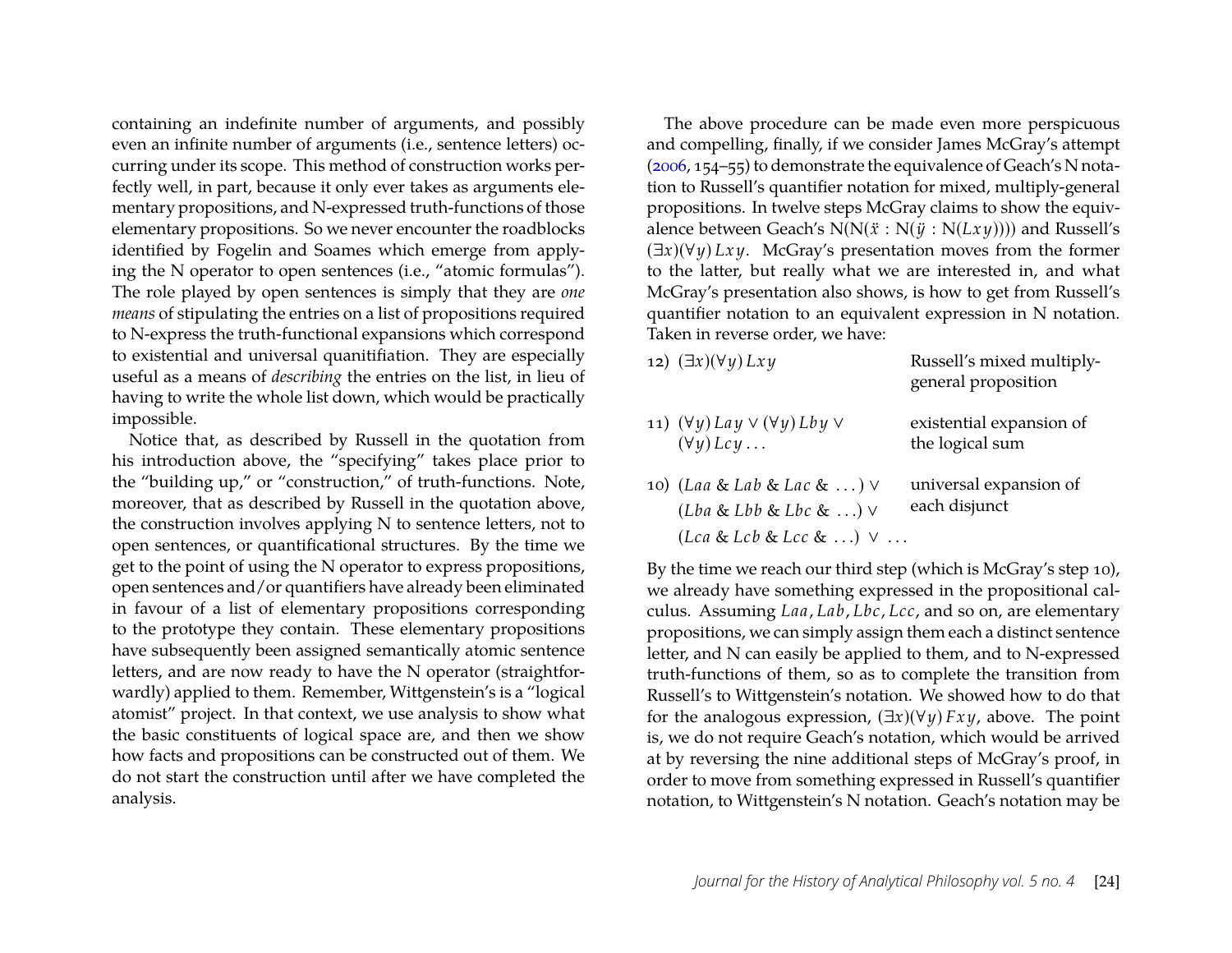containing an indefinite number of arguments, and possibly even an infinite number of arguments (i.e., sentence letters) occurring under its scope. This method of construction works perfectly well, in part, because it only ever takes as arguments elementary propositions, and N-expressed truth-functions of those elementary propositions. So we never encounter the roadblocks identified by Fogelin and Soames which emerge from applying the N operator to open sentences (i.e., "atomic formulas"). The role played by open sentences is simply that they are *one means* of stipulating the entries on a list of propositions required to N-express the truth-functional expansions which correspond to existential and universal quanitifiation. They are especially useful as a means of *describing* the entries on the list, in lieu of having to write the whole list down, which would be practically impossible.

Notice that, as described by Russell in the quotation from his introduction above, the "specifying" takes place prior to the "building up," or "construction," of truth-functions. Note, moreover, that as described by Russell in the quotation above, the construction involves applying N to sentence letters, not to open sentences, or quantificational structures. By the time we get to the point of using the N operator to express propositions, open sentences and/or quantifiers have already been eliminated in favour of a list of elementary propositions corresponding to the prototype they contain. These elementary propositions have subsequently been assigned semantically atomic sentence letters, and are now ready to have the N operator (straightforwardly) applied to them. Remember, Wittgenstein's is a "logical atomist" project. In that context, we use analysis to show what the basic constituents of logical space are, and then we show how facts and propositions can be constructed out of them. We do not start the construction until after we have completed the analysis.

The above procedure can be made even more perspicuous and compelling, finally, if we consider James McGray's attempt (2006, 154–55) to demonstrate the equivalence of Geach's N notation to Russell's quantifier notation for mixed, multiply-general propositions. In twelve steps McGray claims to show the equivalence between Geach's $N(N(\ddot{x} : N(\ddot{y} : N(Lxy))))$ and Russell's $(\exists x)(\forall y)\, Lxy$. McGray's presentation moves from the former to the latter, but really what we are interested in, and what McGray's presentation also shows, is how to get from Russell's quantifier notation to an equivalent expression in N notation. Taken in reverse order, we have:

12) $(\exists x)(\forall y)\, Lxy$ — Russell's mixed multiply-general proposition

11) $(\forall y)\, Lay \vee (\forall y)\, Lby \vee (\forall y)\, Lcy \ldots$ — existential expansion of the logical sum

10) $(Laa \;\&\; Lab \;\&\; Lac \;\&\; \ldots) \vee$
$(Lba \;\&\; Lbb \;\&\; Lbc \;\&\; \ldots) \vee$
$(Lca \;\&\; Lcb \;\&\; Lcc \;\&\; \ldots) \;\vee\; \ldots$ — universal expansion of each disjunct

By the time we reach our third step (which is McGray's step 10), we already have something expressed in the propositional calculus. Assuming $Laa$, $Lab$, $Lbc$, $Lcc$, and so on, are elementary propositions, we can simply assign them each a distinct sentence letter, and N can easily be applied to them, and to N-expressed truth-functions of them, so as to complete the transition from Russell's to Wittgenstein's notation. We showed how to do that for the analogous expression, $(\exists x)(\forall y)\, Fxy$, above. The point is, we do not require Geach's notation, which would be arrived at by reversing the nine additional steps of McGray's proof, in order to move from something expressed in Russell's quantifier notation, to Wittgenstein's N notation. Geach's notation may be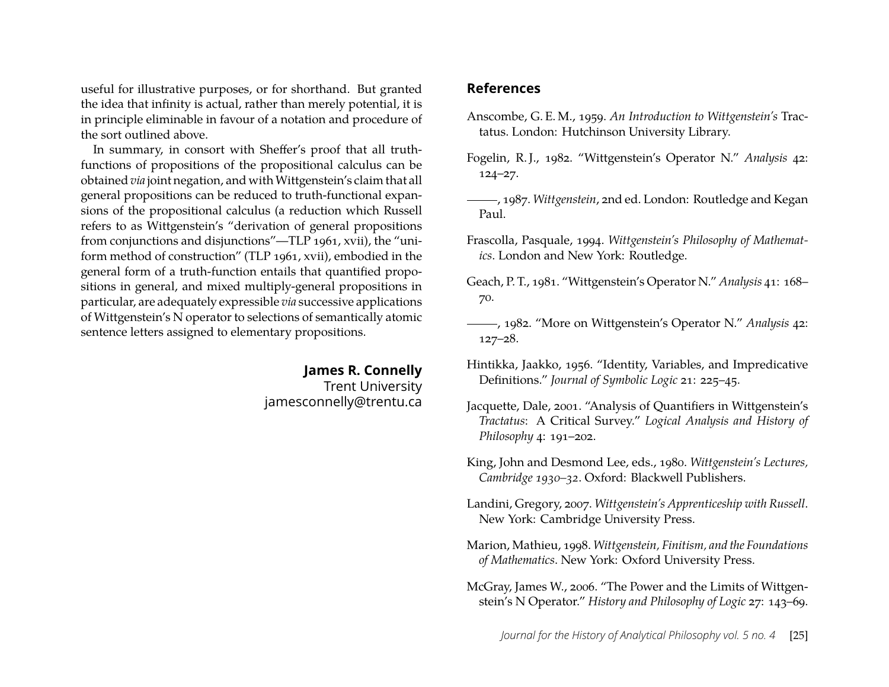useful for illustrative purposes, or for shorthand. But granted the idea that infinity is actual, rather than merely potential, it is in principle eliminable in favour of a notation and procedure of the sort outlined above.

In summary, in consort with Sheffer's proof that all truth-functions of propositions of the propositional calculus can be obtained *via* joint negation, and with Wittgenstein's claim that all general propositions can be reduced to truth-functional expansions of the propositional calculus (a reduction which Russell refers to as Wittgenstein's "derivation of general propositions from conjunctions and disjunctions"—TLP 1961, xvii), the "uniform method of construction" (TLP 1961, xvii), embodied in the general form of a truth-function entails that quantified propositions in general, and mixed multiply-general propositions in particular, are adequately expressible *via* successive applications of Wittgenstein's N operator to selections of semantically atomic sentence letters assigned to elementary propositions.

**James R. Connelly**
Trent University
jamesconnelly@trentu.ca

## References

Anscombe, G. E. M., 1959. *An Introduction to Wittgenstein's* Tractatus. London: Hutchinson University Library.

Fogelin, R. J., 1982. "Wittgenstein's Operator N." *Analysis* 42: 124–27.

———, 1987. *Wittgenstein*, 2nd ed. London: Routledge and Kegan Paul.

Frascolla, Pasquale, 1994. *Wittgenstein's Philosophy of Mathematics*. London and New York: Routledge.

Geach, P. T., 1981. "Wittgenstein's Operator N." *Analysis* 41: 168–70.

———, 1982. "More on Wittgenstein's Operator N." *Analysis* 42: 127–28.

Hintikka, Jaakko, 1956. "Identity, Variables, and Impredicative Definitions." *Journal of Symbolic Logic* 21: 225–45.

Jacquette, Dale, 2001. "Analysis of Quantifiers in Wittgenstein's *Tractatus*: A Critical Survey." *Logical Analysis and History of Philosophy* 4: 191–202.

King, John and Desmond Lee, eds., 1980. *Wittgenstein's Lectures, Cambridge 1930–32*. Oxford: Blackwell Publishers.

Landini, Gregory, 2007. *Wittgenstein's Apprenticeship with Russell*. New York: Cambridge University Press.

Marion, Mathieu, 1998. *Wittgenstein, Finitism, and the Foundations of Mathematics*. New York: Oxford University Press.

McGray, James W., 2006. "The Power and the Limits of Wittgenstein's N Operator." *History and Philosophy of Logic* 27: 143–69.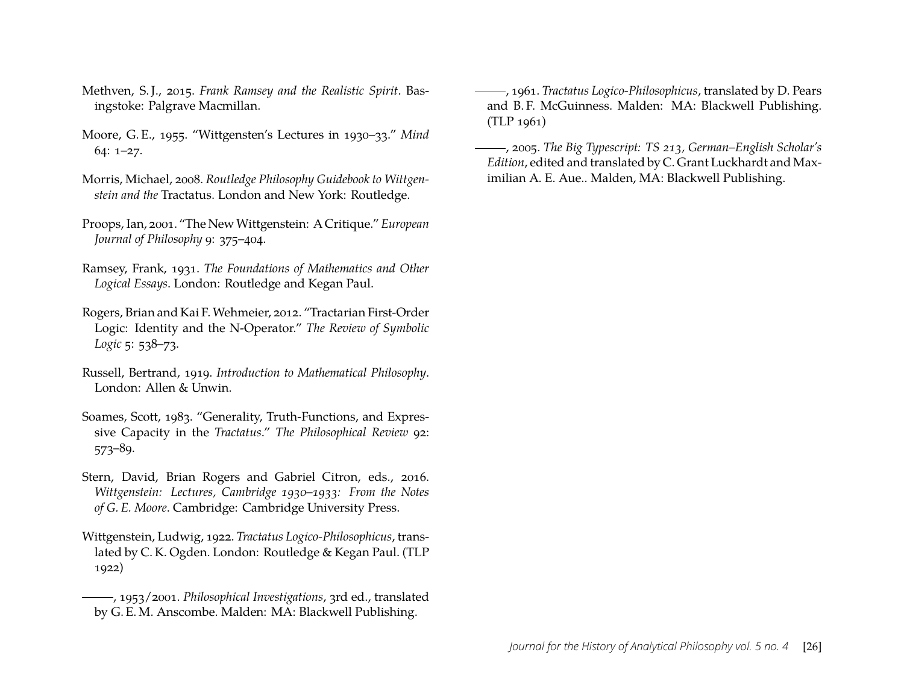Methven, S. J., 2015. *Frank Ramsey and the Realistic Spirit*. Basingstoke: Palgrave Macmillan.

Moore, G. E., 1955. "Wittgensten's Lectures in 1930–33." *Mind* 64: 1–27.

Morris, Michael, 2008. *Routledge Philosophy Guidebook to Wittgenstein and the* Tractatus. London and New York: Routledge.

Proops, Ian, 2001. "The New Wittgenstein: A Critique." *European Journal of Philosophy* 9: 375–404.

Ramsey, Frank, 1931. *The Foundations of Mathematics and Other Logical Essays*. London: Routledge and Kegan Paul.

Rogers, Brian and Kai F. Wehmeier, 2012. "Tractarian First-Order Logic: Identity and the N-Operator." *The Review of Symbolic Logic* 5: 538–73.

Russell, Bertrand, 1919. *Introduction to Mathematical Philosophy*. London: Allen & Unwin.

Soames, Scott, 1983. "Generality, Truth-Functions, and Expressive Capacity in the *Tractatus*." *The Philosophical Review* 92: 573–89.

Stern, David, Brian Rogers and Gabriel Citron, eds., 2016. *Wittgenstein: Lectures, Cambridge 1930–1933: From the Notes of G. E. Moore*. Cambridge: Cambridge University Press.

Wittgenstein, Ludwig, 1922. *Tractatus Logico-Philosophicus*, translated by C. K. Ogden. London: Routledge & Kegan Paul. (TLP 1922)

———, 1953/2001. *Philosophical Investigations*, 3rd ed., translated by G. E. M. Anscombe. Malden: MA: Blackwell Publishing.

———, 1961. *Tractatus Logico-Philosophicus*, translated by D. Pears and B. F. McGuinness. Malden: MA: Blackwell Publishing. (TLP 1961)

———, 2005. *The Big Typescript: TS 213, German–English Scholar's Edition*, edited and translated by C. Grant Luckhardt and Maximilian A. E. Aue.. Malden, MA: Blackwell Publishing.